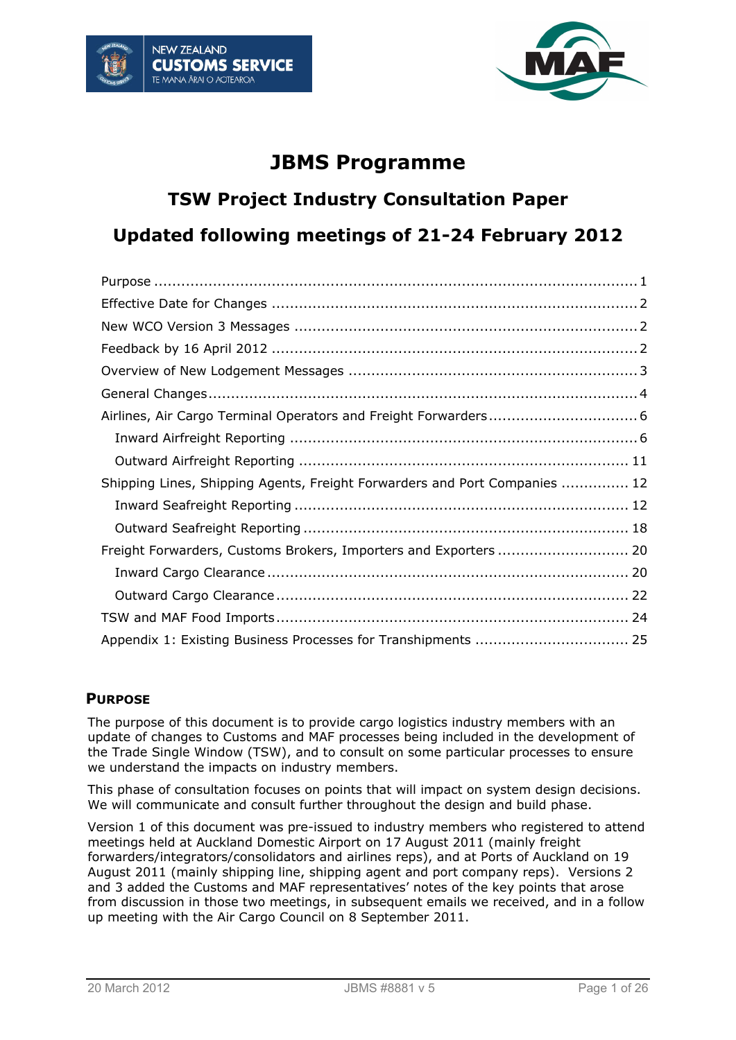# JBMS Programme

## TSW Project Industry Consultation Paper

## Updated following meetings of 21-24 February 2012

- Purpose ..... 1
- Effective Date for Changes ..... 2
- New WCO Version 3 Messages ..... 2
- Feedback by 16 April 2012 ..... 2
- Overview of New Lodgement Messages ..... 3
- General Changes ..... 4
- Airlines, Air Cargo Terminal Operators and Freight Forwarders ..... 6
  - Inward Airfreight Reporting ..... 6
  - Outward Airfreight Reporting ..... 11
- Shipping Lines, Shipping Agents, Freight Forwarders and Port Companies ..... 12
  - Inward Seafreight Reporting ..... 12
  - Outward Seafreight Reporting ..... 18
- Freight Forwarders, Customs Brokers, Importers and Exporters ..... 20
  - Inward Cargo Clearance ..... 20
  - Outward Cargo Clearance ..... 22
- TSW and MAF Food Imports ..... 24
- Appendix 1: Existing Business Processes for Transhipments ..... 25

### PURPOSE

The purpose of this document is to provide cargo logistics industry members with an update of changes to Customs and MAF processes being included in the development of the Trade Single Window (TSW), and to consult on some particular processes to ensure we understand the impacts on industry members.

This phase of consultation focuses on points that will impact on system design decisions. We will communicate and consult further throughout the design and build phase.

Version 1 of this document was pre-issued to industry members who registered to attend meetings held at Auckland Domestic Airport on 17 August 2011 (mainly freight forwarders/integrators/consolidators and airlines reps), and at Ports of Auckland on 19 August 2011 (mainly shipping line, shipping agent and port company reps). Versions 2 and 3 added the Customs and MAF representatives' notes of the key points that arose from discussion in those two meetings, in subsequent emails we received, and in a follow up meeting with the Air Cargo Council on 8 September 2011.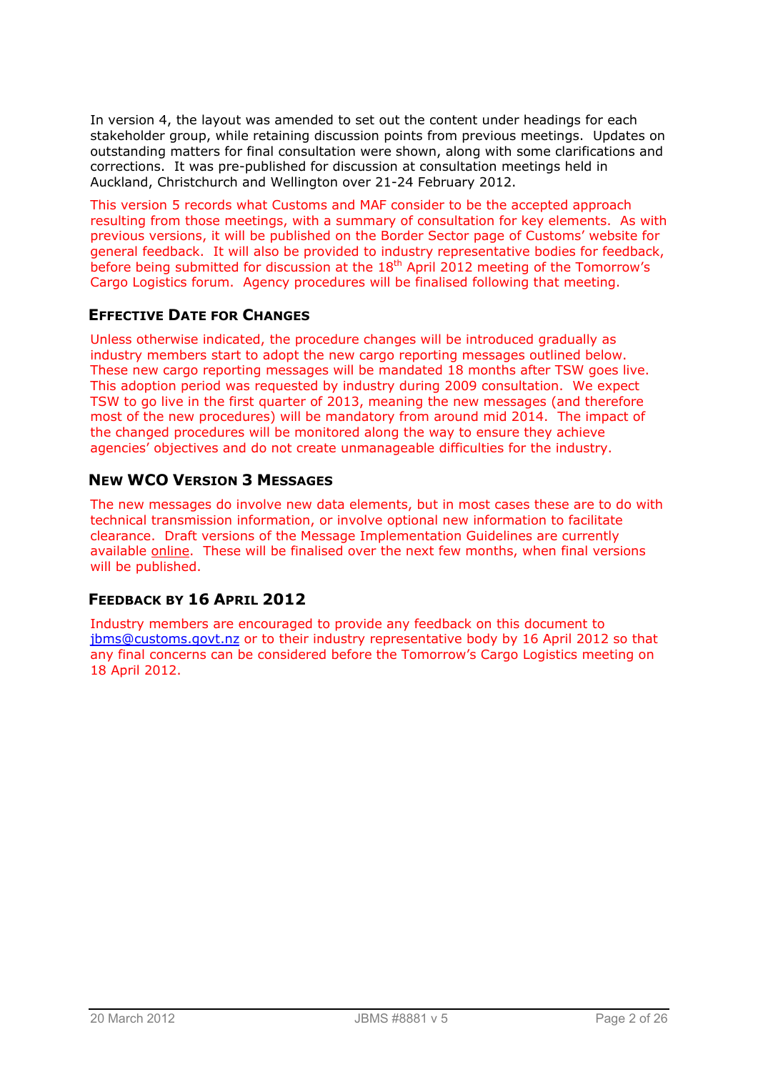In version 4, the layout was amended to set out the content under headings for each stakeholder group, while retaining discussion points from previous meetings. Updates on outstanding matters for final consultation were shown, along with some clarifications and corrections. It was pre-published for discussion at consultation meetings held in Auckland, Christchurch and Wellington over 21-24 February 2012.

This version 5 records what Customs and MAF consider to be the accepted approach resulting from those meetings, with a summary of consultation for key elements. As with previous versions, it will be published on the Border Sector page of Customs' website for general feedback. It will also be provided to industry representative bodies for feedback, before being submitted for discussion at the 18th April 2012 meeting of the Tomorrow's Cargo Logistics forum. Agency procedures will be finalised following that meeting.

## Effective Date for Changes

Unless otherwise indicated, the procedure changes will be introduced gradually as industry members start to adopt the new cargo reporting messages outlined below. These new cargo reporting messages will be mandated 18 months after TSW goes live. This adoption period was requested by industry during 2009 consultation. We expect TSW to go live in the first quarter of 2013, meaning the new messages (and therefore most of the new procedures) will be mandatory from around mid 2014. The impact of the changed procedures will be monitored along the way to ensure they achieve agencies' objectives and do not create unmanageable difficulties for the industry.

## New WCO Version 3 Messages

The new messages do involve new data elements, but in most cases these are to do with technical transmission information, or involve optional new information to facilitate clearance. Draft versions of the Message Implementation Guidelines are currently available online. These will be finalised over the next few months, when final versions will be published.

## Feedback by 16 April 2012

Industry members are encouraged to provide any feedback on this document to jbms@customs.govt.nz or to their industry representative body by 16 April 2012 so that any final concerns can be considered before the Tomorrow's Cargo Logistics meeting on 18 April 2012.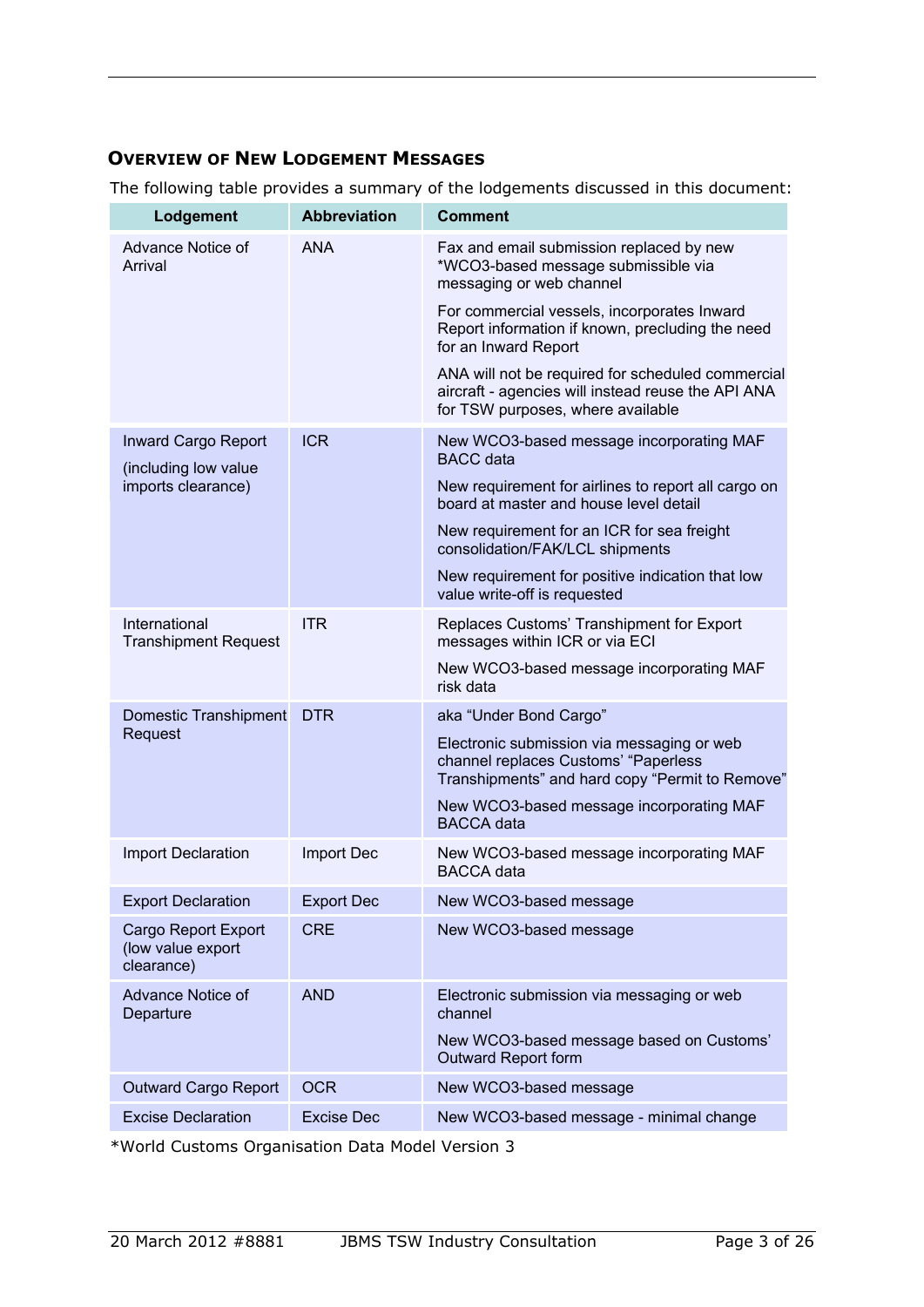### Overview of New Lodgement Messages

The following table provides a summary of the lodgements discussed in this document:

| Lodgement | Abbreviation | Comment |
|---|---|---|
| Advance Notice of Arrival | ANA | Fax and email submission replaced by new *WCO3-based message submissible via messaging or web channel<br><br>For commercial vessels, incorporates Inward Report information if known, precluding the need for an Inward Report<br><br>ANA will not be required for scheduled commercial aircraft - agencies will instead reuse the API ANA for TSW purposes, where available |
| Inward Cargo Report (including low value imports clearance) | ICR | New WCO3-based message incorporating MAF BACC data<br><br>New requirement for airlines to report all cargo on board at master and house level detail<br><br>New requirement for an ICR for sea freight consolidation/FAK/LCL shipments<br><br>New requirement for positive indication that low value write-off is requested |
| International Transhipment Request | ITR | Replaces Customs' Transhipment for Export messages within ICR or via ECI<br><br>New WCO3-based message incorporating MAF risk data |
| Domestic Transhipment Request | DTR | aka "Under Bond Cargo"<br><br>Electronic submission via messaging or web channel replaces Customs' "Paperless Transhipments" and hard copy "Permit to Remove"<br><br>New WCO3-based message incorporating MAF BACCA data |
| Import Declaration | Import Dec | New WCO3-based message incorporating MAF BACCA data |
| Export Declaration | Export Dec | New WCO3-based message |
| Cargo Report Export (low value export clearance) | CRE | New WCO3-based message |
| Advance Notice of Departure | AND | Electronic submission via messaging or web channel<br><br>New WCO3-based message based on Customs' Outward Report form |
| Outward Cargo Report | OCR | New WCO3-based message |
| Excise Declaration | Excise Dec | New WCO3-based message - minimal change |

*World Customs Organisation Data Model Version 3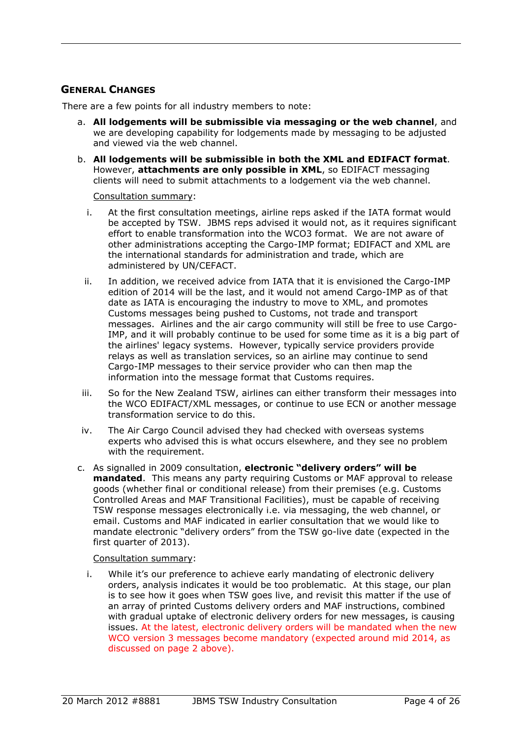## General Changes

There are a few points for all industry members to note:

a. **All lodgements will be submissible via messaging or the web channel**, and we are developing capability for lodgements made by messaging to be adjusted and viewed via the web channel.

b. **All lodgements will be submissible in both the XML and EDIFACT format**. However, **attachments are only possible in XML**, so EDIFACT messaging clients will need to submit attachments to a lodgement via the web channel.

   Consultation summary:

   i. At the first consultation meetings, airline reps asked if the IATA format would be accepted by TSW. JBMS reps advised it would not, as it requires significant effort to enable transformation into the WCO3 format. We are not aware of other administrations accepting the Cargo-IMP format; EDIFACT and XML are the international standards for administration and trade, which are administered by UN/CEFACT.

   ii. In addition, we received advice from IATA that it is envisioned the Cargo-IMP edition of 2014 will be the last, and it would not amend Cargo-IMP as of that date as IATA is encouraging the industry to move to XML, and promotes Customs messages being pushed to Customs, not trade and transport messages. Airlines and the air cargo community will still be free to use Cargo-IMP, and it will probably continue to be used for some time as it is a big part of the airlines' legacy systems. However, typically service providers provide relays as well as translation services, so an airline may continue to send Cargo-IMP messages to their service provider who can then map the information into the message format that Customs requires.

   iii. So for the New Zealand TSW, airlines can either transform their messages into the WCO EDIFACT/XML messages, or continue to use ECN or another message transformation service to do this.

   iv. The Air Cargo Council advised they had checked with overseas systems experts who advised this is what occurs elsewhere, and they see no problem with the requirement.

c. As signalled in 2009 consultation, **electronic "delivery orders" will be mandated**. This means any party requiring Customs or MAF approval to release goods (whether final or conditional release) from their premises (e.g. Customs Controlled Areas and MAF Transitional Facilities), must be capable of receiving TSW response messages electronically i.e. via messaging, the web channel, or email. Customs and MAF indicated in earlier consultation that we would like to mandate electronic "delivery orders" from the TSW go-live date (expected in the first quarter of 2013).

   Consultation summary:

   i. While it's our preference to achieve early mandating of electronic delivery orders, analysis indicates it would be too problematic. At this stage, our plan is to see how it goes when TSW goes live, and revisit this matter if the use of an array of printed Customs delivery orders and MAF instructions, combined with gradual uptake of electronic delivery orders for new messages, is causing issues. At the latest, electronic delivery orders will be mandated when the new WCO version 3 messages become mandatory (expected around mid 2014, as discussed on page 2 above).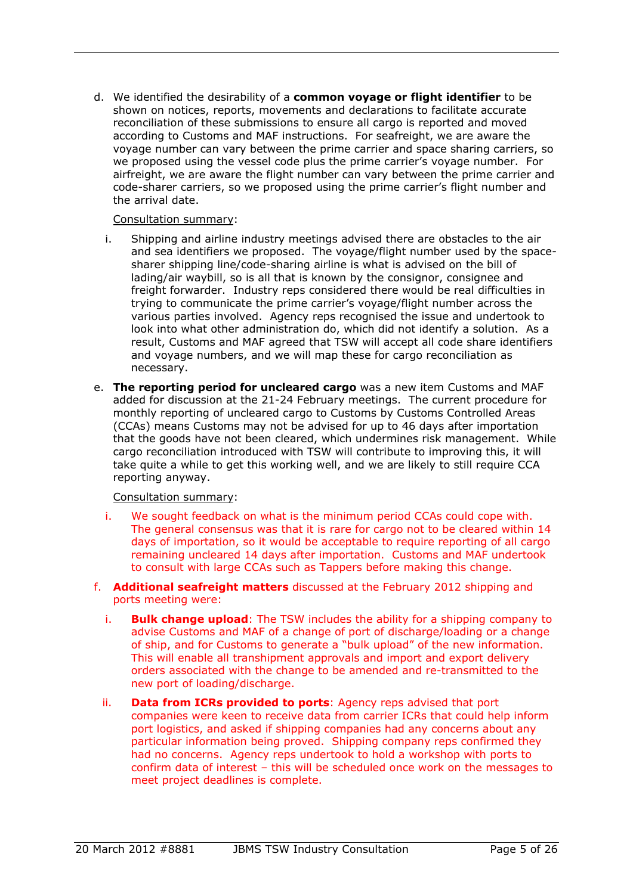d. We identified the desirability of a **common voyage or flight identifier** to be shown on notices, reports, movements and declarations to facilitate accurate reconciliation of these submissions to ensure all cargo is reported and moved according to Customs and MAF instructions. For seafreight, we are aware the voyage number can vary between the prime carrier and space sharing carriers, so we proposed using the vessel code plus the prime carrier's voyage number. For airfreight, we are aware the flight number can vary between the prime carrier and code-sharer carriers, so we proposed using the prime carrier's flight number and the arrival date.

   Consultation summary:

   i. Shipping and airline industry meetings advised there are obstacles to the air and sea identifiers we proposed. The voyage/flight number used by the space-sharer shipping line/code-sharing airline is what is advised on the bill of lading/air waybill, so is all that is known by the consignor, consignee and freight forwarder. Industry reps considered there would be real difficulties in trying to communicate the prime carrier's voyage/flight number across the various parties involved. Agency reps recognised the issue and undertook to look into what other administration do, which did not identify a solution. As a result, Customs and MAF agreed that TSW will accept all code share identifiers and voyage numbers, and we will map these for cargo reconciliation as necessary.

e. **The reporting period for uncleared cargo** was a new item Customs and MAF added for discussion at the 21-24 February meetings. The current procedure for monthly reporting of uncleared cargo to Customs by Customs Controlled Areas (CCAs) means Customs may not be advised for up to 46 days after importation that the goods have not been cleared, which undermines risk management. While cargo reconciliation introduced with TSW will contribute to improving this, it will take quite a while to get this working well, and we are likely to still require CCA reporting anyway.

   Consultation summary:

   i. We sought feedback on what is the minimum period CCAs could cope with. The general consensus was that it is rare for cargo not to be cleared within 14 days of importation, so it would be acceptable to require reporting of all cargo remaining uncleared 14 days after importation. Customs and MAF undertook to consult with large CCAs such as Tappers before making this change.

f. **Additional seafreight matters** discussed at the February 2012 shipping and ports meeting were:

   i. **Bulk change upload**: The TSW includes the ability for a shipping company to advise Customs and MAF of a change of port of discharge/loading or a change of ship, and for Customs to generate a "bulk upload" of the new information. This will enable all transhipment approvals and import and export delivery orders associated with the change to be amended and re-transmitted to the new port of loading/discharge.

   ii. **Data from ICRs provided to ports**: Agency reps advised that port companies were keen to receive data from carrier ICRs that could help inform port logistics, and asked if shipping companies had any concerns about any particular information being proved. Shipping company reps confirmed they had no concerns. Agency reps undertook to hold a workshop with ports to confirm data of interest – this will be scheduled once work on the messages to meet project deadlines is complete.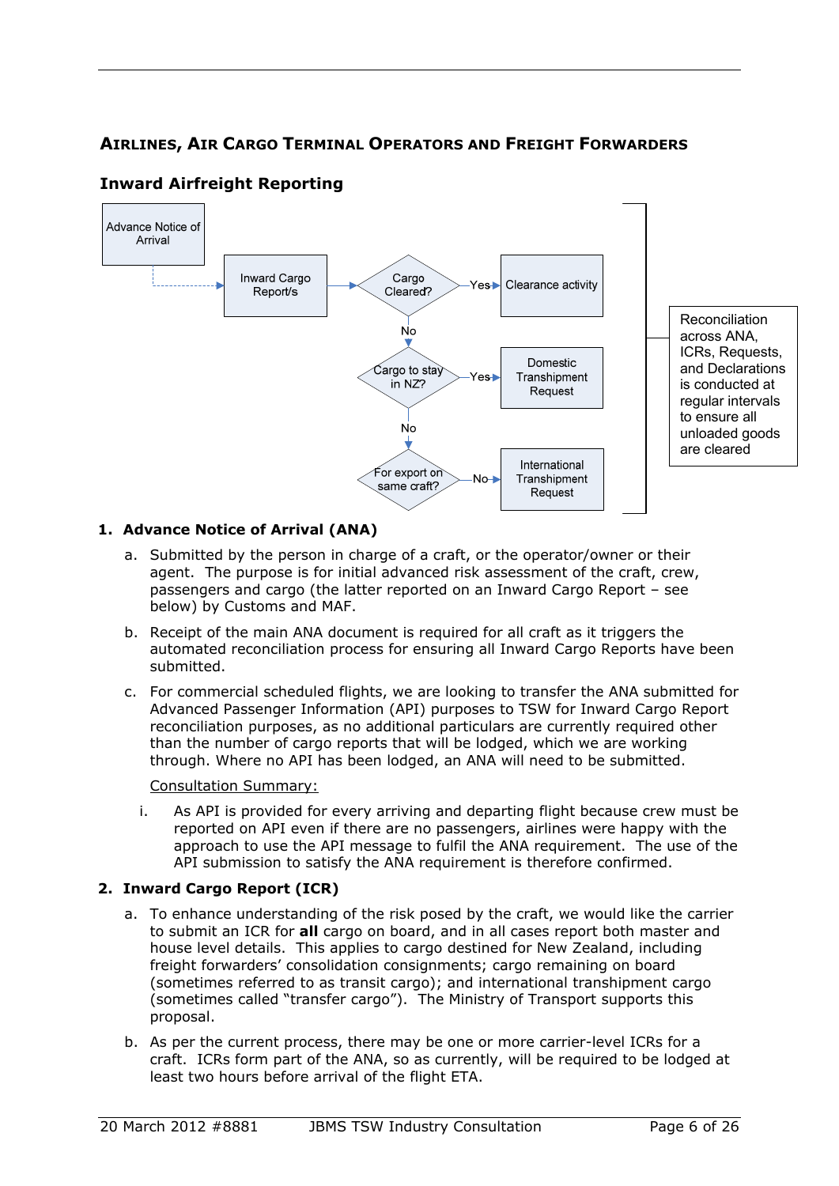## Airlines, Air Cargo Terminal Operators and Freight Forwarders

### Inward Airfreight Reporting

Advance Notice of Arrival → Inward Cargo Report/s → Cargo Cleared? — Yes → Clearance activity

No → Cargo to stay in NZ? — Yes → Domestic Transhipment Request

No → For export on same craft? — No → International Transhipment Request

Reconciliation across ANA, ICRs, Requests, and Declarations is conducted at regular intervals to ensure all unloaded goods are cleared

**1. Advance Notice of Arrival (ANA)**

a. Submitted by the person in charge of a craft, or the operator/owner or their agent. The purpose is for initial advanced risk assessment of the craft, crew, passengers and cargo (the latter reported on an Inward Cargo Report – see below) by Customs and MAF.

b. Receipt of the main ANA document is required for all craft as it triggers the automated reconciliation process for ensuring all Inward Cargo Reports have been submitted.

c. For commercial scheduled flights, we are looking to transfer the ANA submitted for Advanced Passenger Information (API) purposes to TSW for Inward Cargo Report reconciliation purposes, as no additional particulars are currently required other than the number of cargo reports that will be lodged, which we are working through. Where no API has been lodged, an ANA will need to be submitted.

Consultation Summary:

i. As API is provided for every arriving and departing flight because crew must be reported on API even if there are no passengers, airlines were happy with the approach to use the API message to fulfil the ANA requirement. The use of the API submission to satisfy the ANA requirement is therefore confirmed.

**2. Inward Cargo Report (ICR)**

a. To enhance understanding of the risk posed by the craft, we would like the carrier to submit an ICR for **all** cargo on board, and in all cases report both master and house level details. This applies to cargo destined for New Zealand, including freight forwarders' consolidation consignments; cargo remaining on board (sometimes referred to as transit cargo); and international transhipment cargo (sometimes called "transfer cargo"). The Ministry of Transport supports this proposal.

b. As per the current process, there may be one or more carrier-level ICRs for a craft. ICRs form part of the ANA, so as currently, will be required to be lodged at least two hours before arrival of the flight ETA.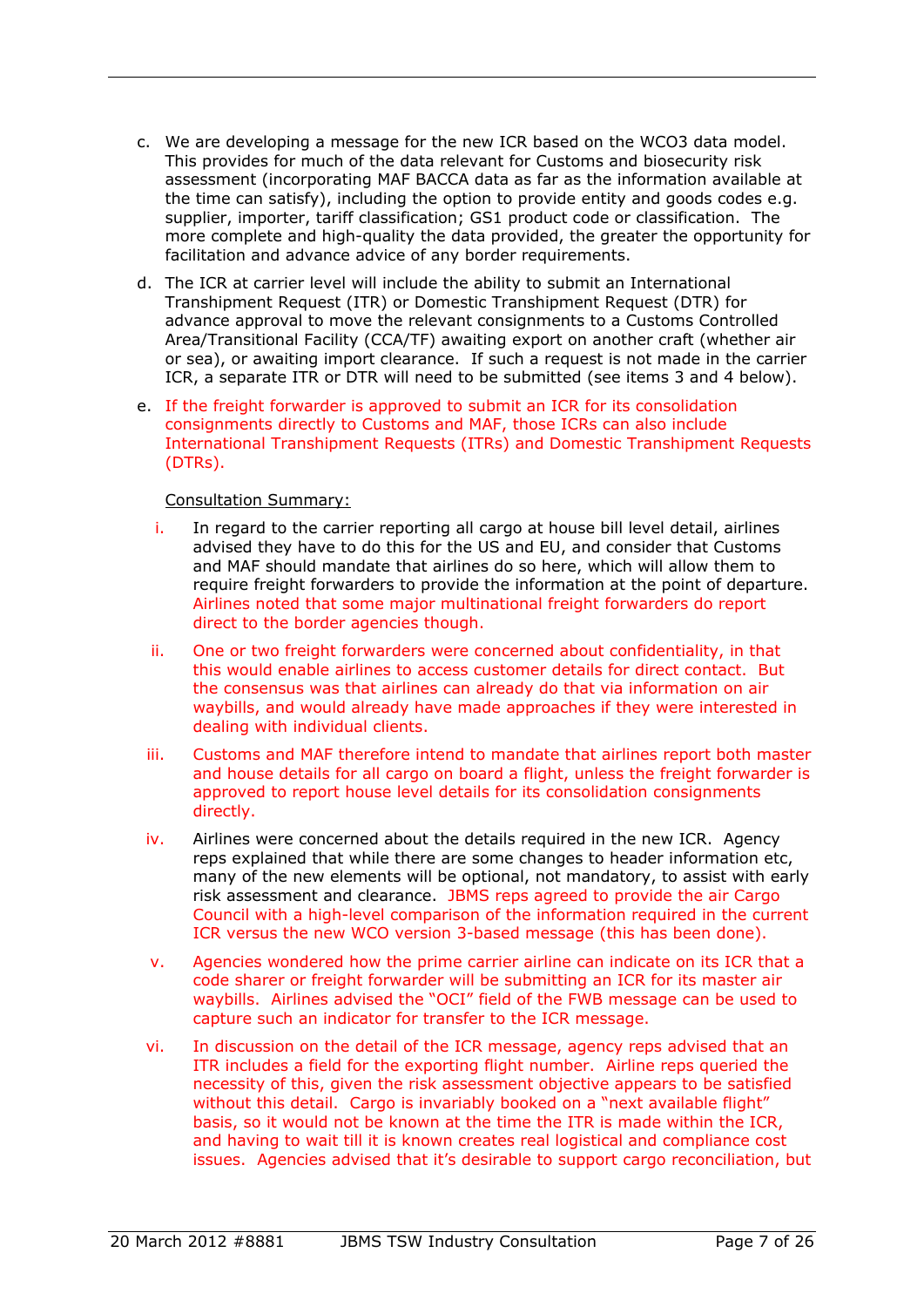c. We are developing a message for the new ICR based on the WCO3 data model. This provides for much of the data relevant for Customs and biosecurity risk assessment (incorporating MAF BACCA data as far as the information available at the time can satisfy), including the option to provide entity and goods codes e.g. supplier, importer, tariff classification; GS1 product code or classification. The more complete and high-quality the data provided, the greater the opportunity for facilitation and advance advice of any border requirements.

d. The ICR at carrier level will include the ability to submit an International Transhipment Request (ITR) or Domestic Transhipment Request (DTR) for advance approval to move the relevant consignments to a Customs Controlled Area/Transitional Facility (CCA/TF) awaiting export on another craft (whether air or sea), or awaiting import clearance. If such a request is not made in the carrier ICR, a separate ITR or DTR will need to be submitted (see items 3 and 4 below).

e. If the freight forwarder is approved to submit an ICR for its consolidation consignments directly to Customs and MAF, those ICRs can also include International Transhipment Requests (ITRs) and Domestic Transhipment Requests (DTRs).

Consultation Summary:

i. In regard to the carrier reporting all cargo at house bill level detail, airlines advised they have to do this for the US and EU, and consider that Customs and MAF should mandate that airlines do so here, which will allow them to require freight forwarders to provide the information at the point of departure. Airlines noted that some major multinational freight forwarders do report direct to the border agencies though.

ii. One or two freight forwarders were concerned about confidentiality, in that this would enable airlines to access customer details for direct contact. But the consensus was that airlines can already do that via information on air waybills, and would already have made approaches if they were interested in dealing with individual clients.

iii. Customs and MAF therefore intend to mandate that airlines report both master and house details for all cargo on board a flight, unless the freight forwarder is approved to report house level details for its consolidation consignments directly.

iv. Airlines were concerned about the details required in the new ICR. Agency reps explained that while there are some changes to header information etc, many of the new elements will be optional, not mandatory, to assist with early risk assessment and clearance. JBMS reps agreed to provide the air Cargo Council with a high-level comparison of the information required in the current ICR versus the new WCO version 3-based message (this has been done).

v. Agencies wondered how the prime carrier airline can indicate on its ICR that a code sharer or freight forwarder will be submitting an ICR for its master air waybills. Airlines advised the "OCI" field of the FWB message can be used to capture such an indicator for transfer to the ICR message.

vi. In discussion on the detail of the ICR message, agency reps advised that an ITR includes a field for the exporting flight number. Airline reps queried the necessity of this, given the risk assessment objective appears to be satisfied without this detail. Cargo is invariably booked on a "next available flight" basis, so it would not be known at the time the ITR is made within the ICR, and having to wait till it is known creates real logistical and compliance cost issues. Agencies advised that it's desirable to support cargo reconciliation, but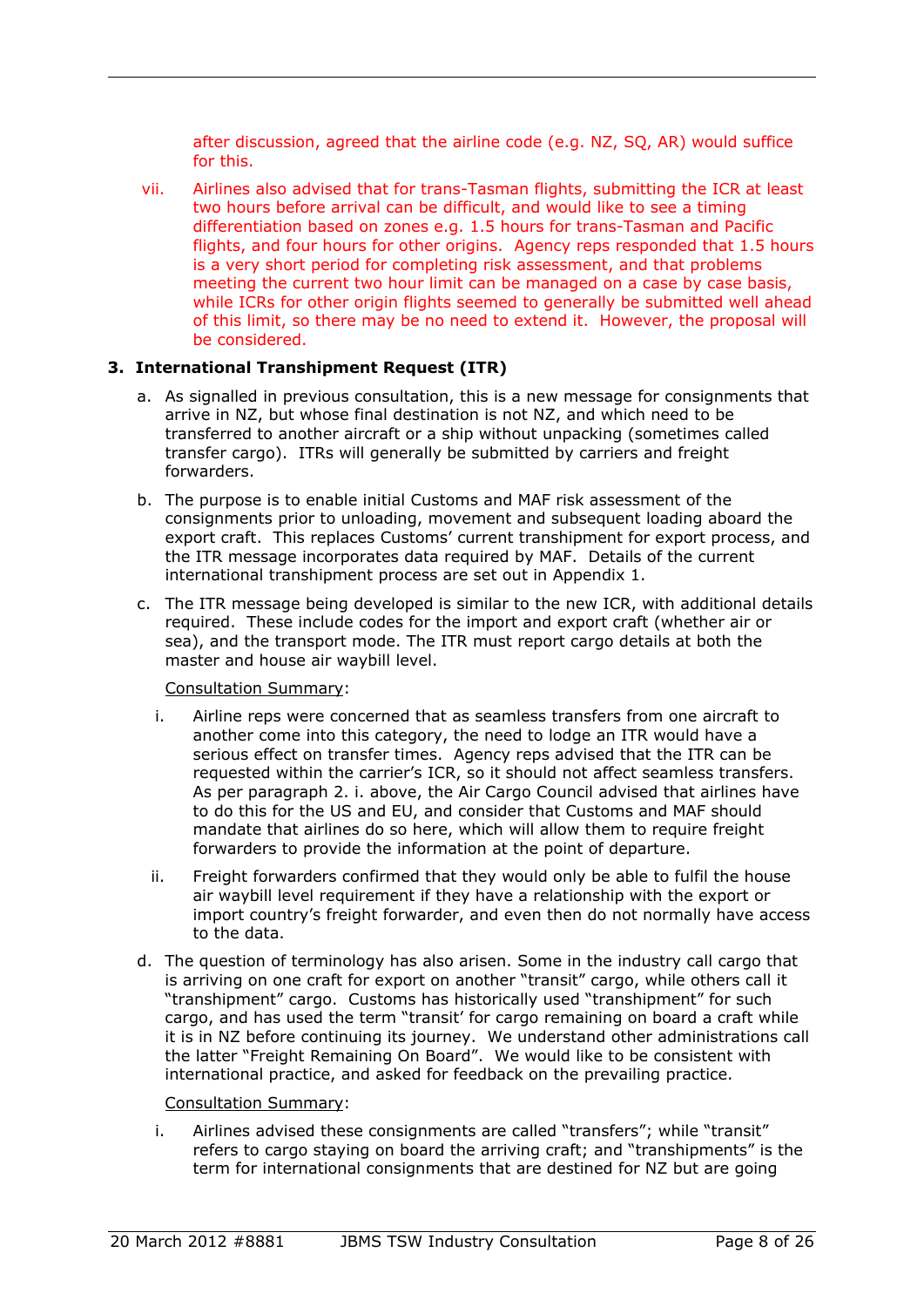after discussion, agreed that the airline code (e.g. NZ, SQ, AR) would suffice for this.

vii. Airlines also advised that for trans-Tasman flights, submitting the ICR at least two hours before arrival can be difficult, and would like to see a timing differentiation based on zones e.g. 1.5 hours for trans-Tasman and Pacific flights, and four hours for other origins. Agency reps responded that 1.5 hours is a very short period for completing risk assessment, and that problems meeting the current two hour limit can be managed on a case by case basis, while ICRs for other origin flights seemed to generally be submitted well ahead of this limit, so there may be no need to extend it. However, the proposal will be considered.

### 3. International Transhipment Request (ITR)

a. As signalled in previous consultation, this is a new message for consignments that arrive in NZ, but whose final destination is not NZ, and which need to be transferred to another aircraft or a ship without unpacking (sometimes called transfer cargo). ITRs will generally be submitted by carriers and freight forwarders.

b. The purpose is to enable initial Customs and MAF risk assessment of the consignments prior to unloading, movement and subsequent loading aboard the export craft. This replaces Customs' current transhipment for export process, and the ITR message incorporates data required by MAF. Details of the current international transhipment process are set out in Appendix 1.

c. The ITR message being developed is similar to the new ICR, with additional details required. These include codes for the import and export craft (whether air or sea), and the transport mode. The ITR must report cargo details at both the master and house air waybill level.

Consultation Summary:

i. Airline reps were concerned that as seamless transfers from one aircraft to another come into this category, the need to lodge an ITR would have a serious effect on transfer times. Agency reps advised that the ITR can be requested within the carrier's ICR, so it should not affect seamless transfers. As per paragraph 2. i. above, the Air Cargo Council advised that airlines have to do this for the US and EU, and consider that Customs and MAF should mandate that airlines do so here, which will allow them to require freight forwarders to provide the information at the point of departure.

ii. Freight forwarders confirmed that they would only be able to fulfil the house air waybill level requirement if they have a relationship with the export or import country's freight forwarder, and even then do not normally have access to the data.

d. The question of terminology has also arisen. Some in the industry call cargo that is arriving on one craft for export on another "transit" cargo, while others call it "transhipment" cargo. Customs has historically used "transhipment" for such cargo, and has used the term "transit' for cargo remaining on board a craft while it is in NZ before continuing its journey. We understand other administrations call the latter "Freight Remaining On Board". We would like to be consistent with international practice, and asked for feedback on the prevailing practice.

Consultation Summary:

i. Airlines advised these consignments are called "transfers"; while "transit" refers to cargo staying on board the arriving craft; and "transhipments" is the term for international consignments that are destined for NZ but are going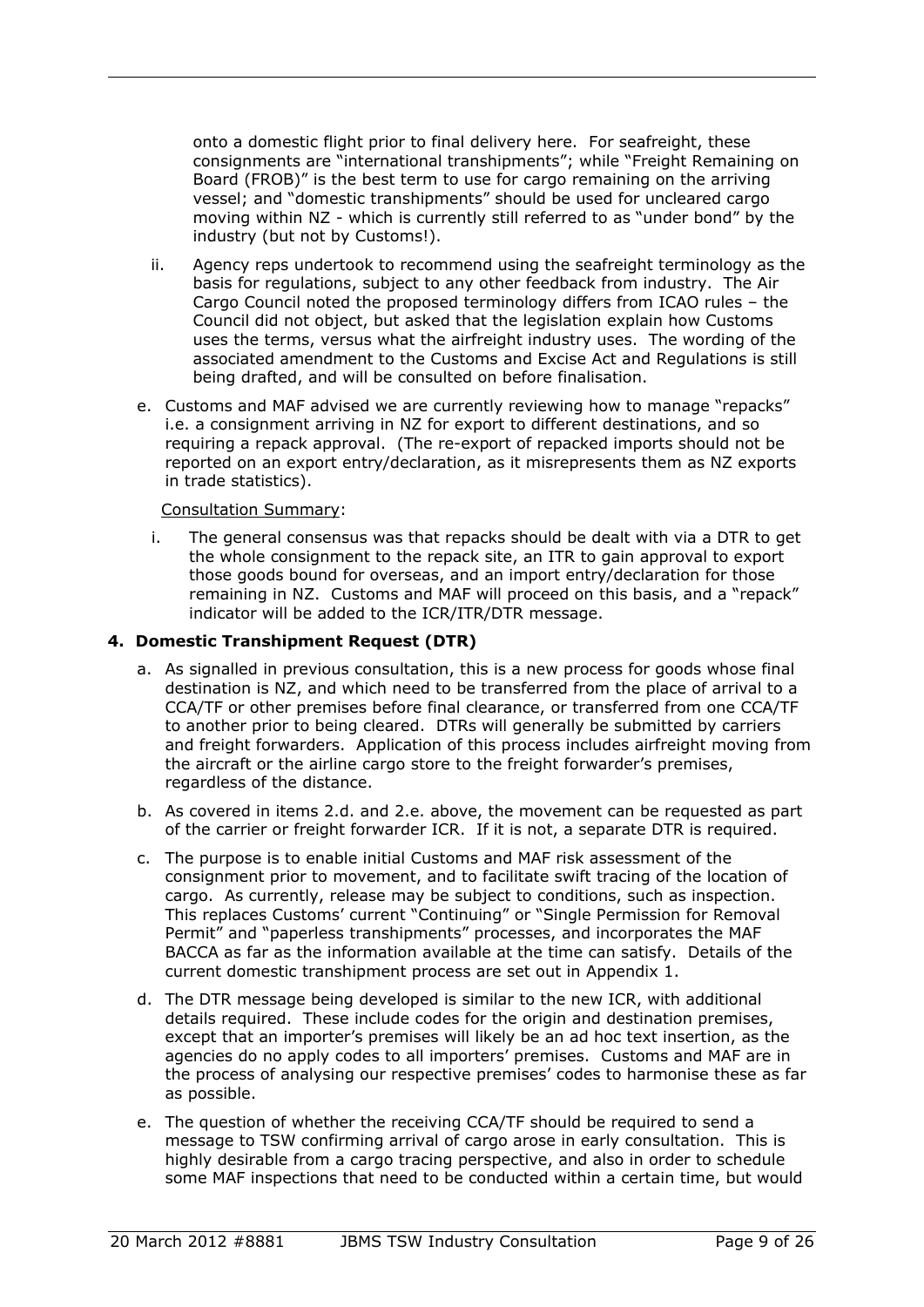onto a domestic flight prior to final delivery here. For seafreight, these consignments are "international transhipments"; while "Freight Remaining on Board (FROB)" is the best term to use for cargo remaining on the arriving vessel; and "domestic transhipments" should be used for uncleared cargo moving within NZ - which is currently still referred to as "under bond" by the industry (but not by Customs!).

ii. Agency reps undertook to recommend using the seafreight terminology as the basis for regulations, subject to any other feedback from industry. The Air Cargo Council noted the proposed terminology differs from ICAO rules – the Council did not object, but asked that the legislation explain how Customs uses the terms, versus what the airfreight industry uses. The wording of the associated amendment to the Customs and Excise Act and Regulations is still being drafted, and will be consulted on before finalisation.

e. Customs and MAF advised we are currently reviewing how to manage "repacks" i.e. a consignment arriving in NZ for export to different destinations, and so requiring a repack approval. (The re-export of repacked imports should not be reported on an export entry/declaration, as it misrepresents them as NZ exports in trade statistics).

Consultation Summary:

i. The general consensus was that repacks should be dealt with via a DTR to get the whole consignment to the repack site, an ITR to gain approval to export those goods bound for overseas, and an import entry/declaration for those remaining in NZ. Customs and MAF will proceed on this basis, and a "repack" indicator will be added to the ICR/ITR/DTR message.

## 4. Domestic Transhipment Request (DTR)

a. As signalled in previous consultation, this is a new process for goods whose final destination is NZ, and which need to be transferred from the place of arrival to a CCA/TF or other premises before final clearance, or transferred from one CCA/TF to another prior to being cleared. DTRs will generally be submitted by carriers and freight forwarders. Application of this process includes airfreight moving from the aircraft or the airline cargo store to the freight forwarder's premises, regardless of the distance.

b. As covered in items 2.d. and 2.e. above, the movement can be requested as part of the carrier or freight forwarder ICR. If it is not, a separate DTR is required.

c. The purpose is to enable initial Customs and MAF risk assessment of the consignment prior to movement, and to facilitate swift tracing of the location of cargo. As currently, release may be subject to conditions, such as inspection. This replaces Customs' current "Continuing" or "Single Permission for Removal Permit" and "paperless transhipments" processes, and incorporates the MAF BACCA as far as the information available at the time can satisfy. Details of the current domestic transhipment process are set out in Appendix 1.

d. The DTR message being developed is similar to the new ICR, with additional details required. These include codes for the origin and destination premises, except that an importer's premises will likely be an ad hoc text insertion, as the agencies do no apply codes to all importers' premises. Customs and MAF are in the process of analysing our respective premises' codes to harmonise these as far as possible.

e. The question of whether the receiving CCA/TF should be required to send a message to TSW confirming arrival of cargo arose in early consultation. This is highly desirable from a cargo tracing perspective, and also in order to schedule some MAF inspections that need to be conducted within a certain time, but would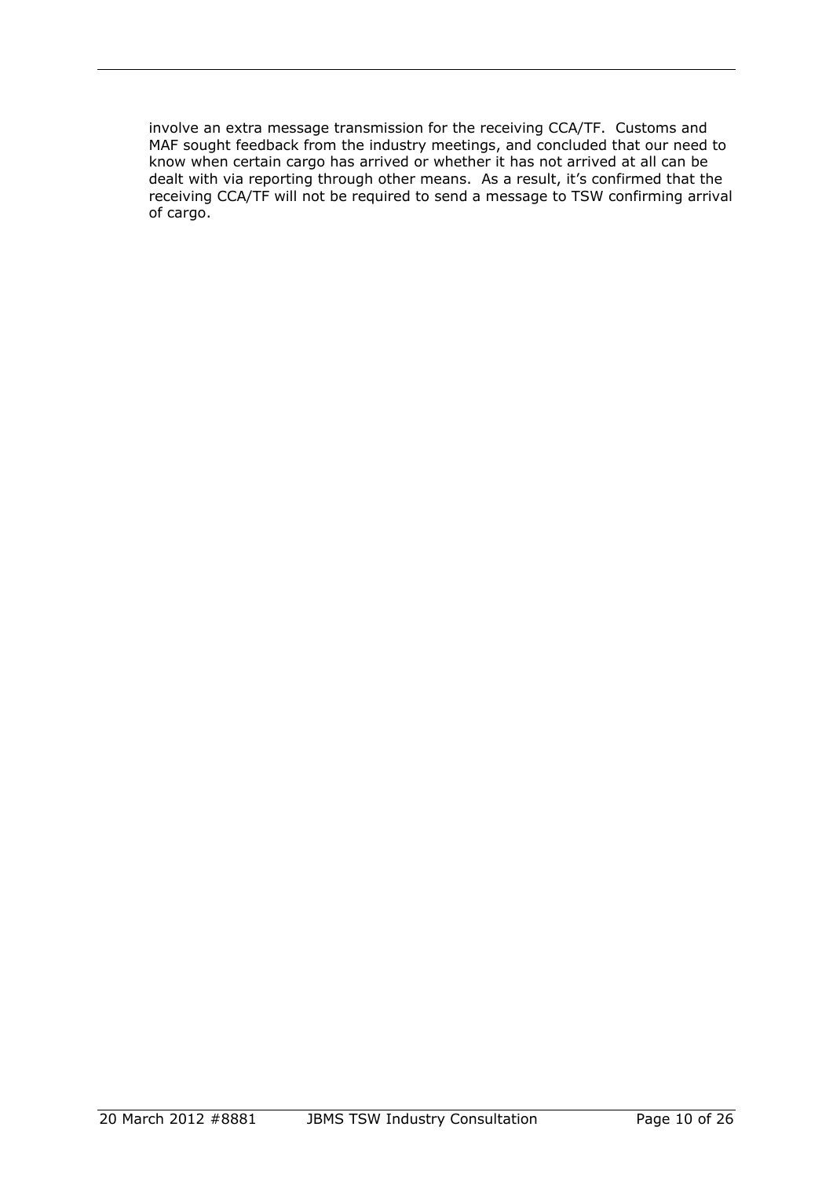involve an extra message transmission for the receiving CCA/TF. Customs and MAF sought feedback from the industry meetings, and concluded that our need to know when certain cargo has arrived or whether it has not arrived at all can be dealt with via reporting through other means. As a result, it's confirmed that the receiving CCA/TF will not be required to send a message to TSW confirming arrival of cargo.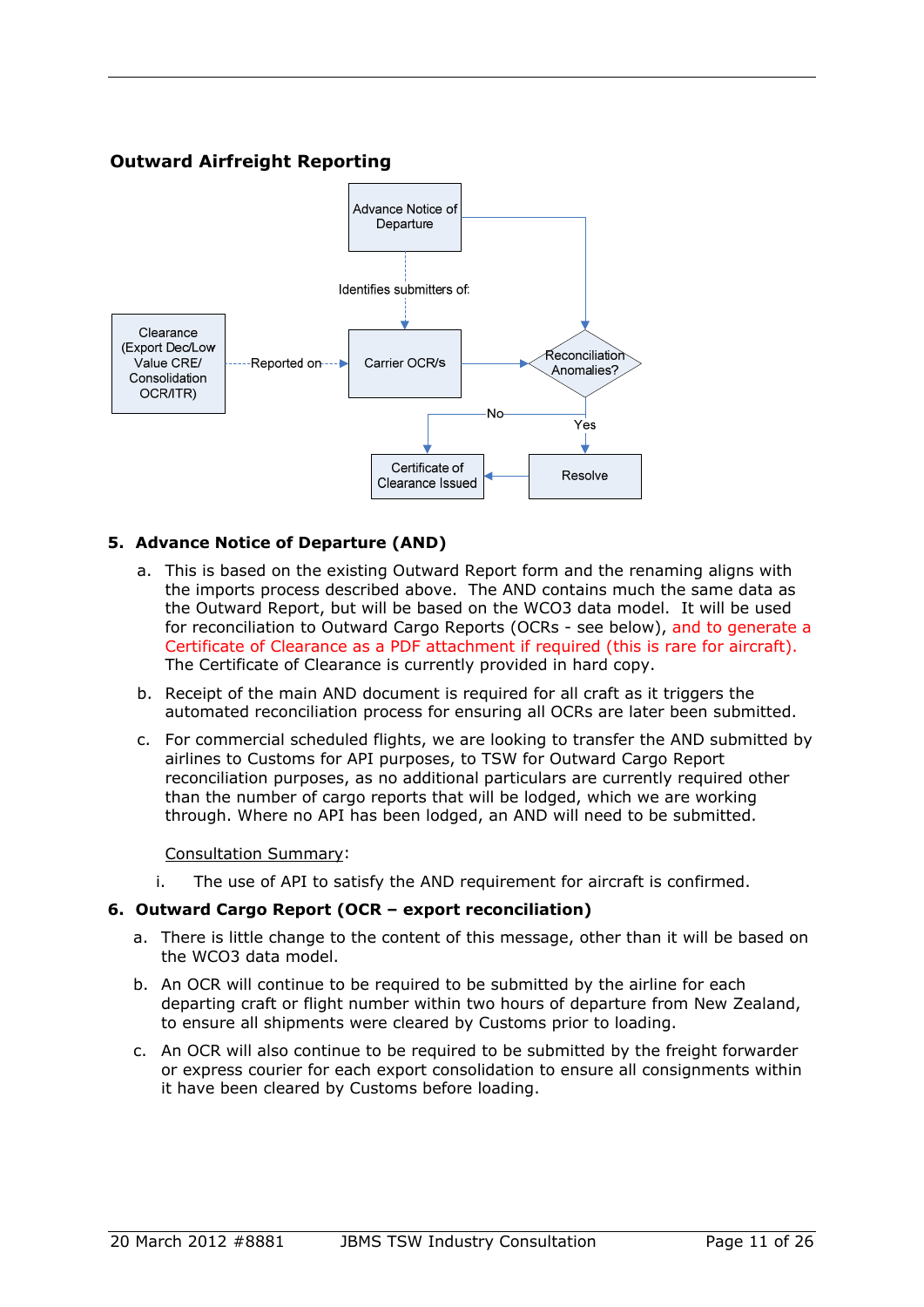## Outward Airfreight Reporting

Advance Notice of Departure

Identifies submitters of:

Clearance (Export Dec/Low Value CRE/ Consolidation OCR/ITR)

Reported on

Carrier OCR/s

Reconciliation Anomalies?

No

Yes

Certificate of Clearance Issued

Resolve

## 5. Advance Notice of Departure (AND)

a. This is based on the existing Outward Report form and the renaming aligns with the imports process described above. The AND contains much the same data as the Outward Report, but will be based on the WCO3 data model. It will be used for reconciliation to Outward Cargo Reports (OCRs - see below), and to generate a Certificate of Clearance as a PDF attachment if required (this is rare for aircraft). The Certificate of Clearance is currently provided in hard copy.

b. Receipt of the main AND document is required for all craft as it triggers the automated reconciliation process for ensuring all OCRs are later been submitted.

c. For commercial scheduled flights, we are looking to transfer the AND submitted by airlines to Customs for API purposes, to TSW for Outward Cargo Report reconciliation purposes, as no additional particulars are currently required other than the number of cargo reports that will be lodged, which we are working through. Where no API has been lodged, an AND will need to be submitted.

<u>Consultation Summary</u>:

i. The use of API to satisfy the AND requirement for aircraft is confirmed.

## 6. Outward Cargo Report (OCR – export reconciliation)

a. There is little change to the content of this message, other than it will be based on the WCO3 data model.

b. An OCR will continue to be required to be submitted by the airline for each departing craft or flight number within two hours of departure from New Zealand, to ensure all shipments were cleared by Customs prior to loading.

c. An OCR will also continue to be required to be submitted by the freight forwarder or express courier for each export consolidation to ensure all consignments within it have been cleared by Customs before loading.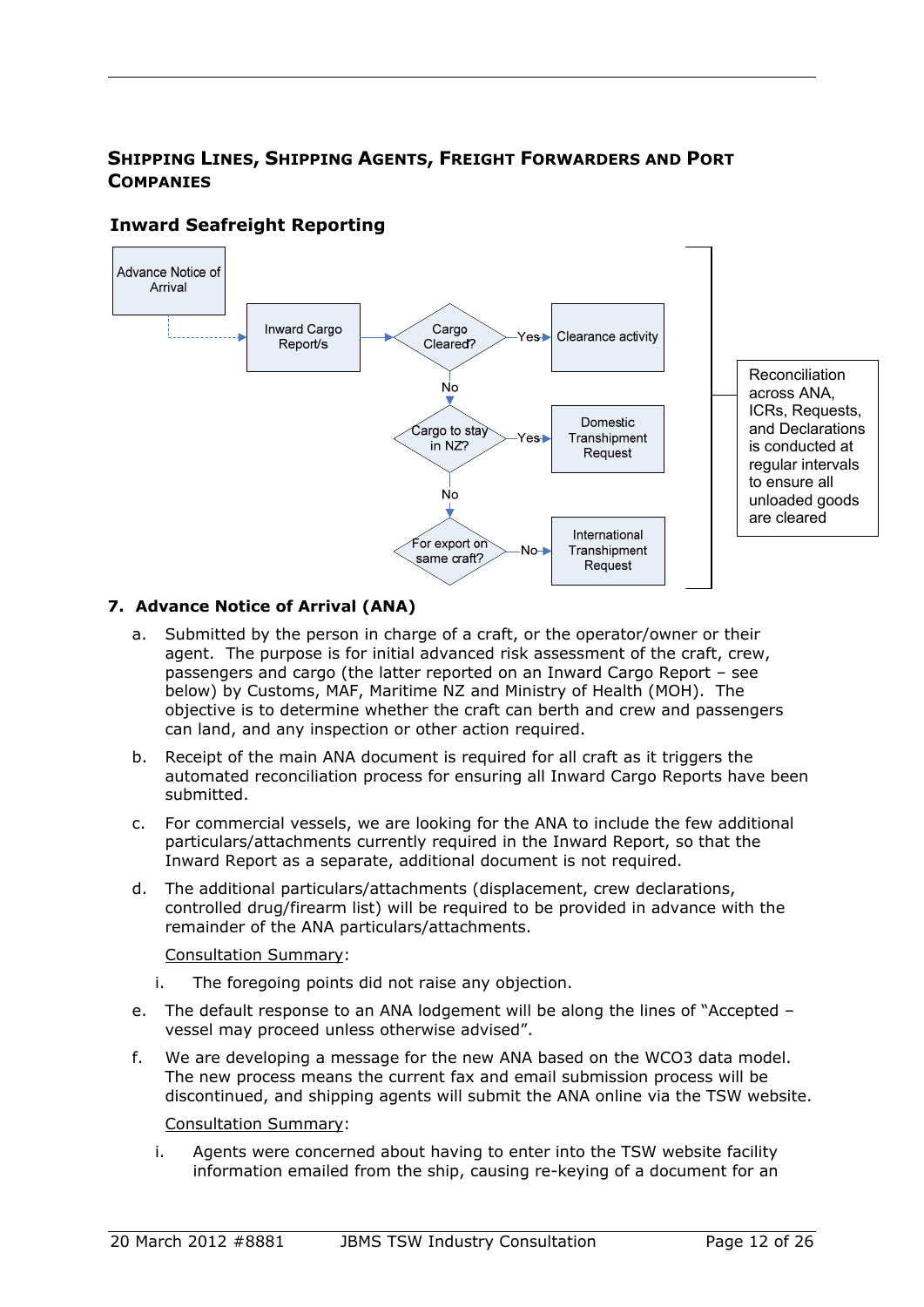## Shipping Lines, Shipping Agents, Freight Forwarders and Port Companies

### Inward Seafreight Reporting

Advance Notice of Arrival

Inward Cargo Report/s

Cargo Cleared? — Yes → Clearance activity

No

Cargo to stay in NZ? — Yes → Domestic Transhipment Request

No

For export on same craft? — No → International Transhipment Request

Reconciliation across ANA, ICRs, Requests, and Declarations is conducted at regular intervals to ensure all unloaded goods are cleared

**7. Advance Notice of Arrival (ANA)**

a. Submitted by the person in charge of a craft, or the operator/owner or their agent. The purpose is for initial advanced risk assessment of the craft, crew, passengers and cargo (the latter reported on an Inward Cargo Report – see below) by Customs, MAF, Maritime NZ and Ministry of Health (MOH). The objective is to determine whether the craft can berth and crew and passengers can land, and any inspection or other action required.

b. Receipt of the main ANA document is required for all craft as it triggers the automated reconciliation process for ensuring all Inward Cargo Reports have been submitted.

c. For commercial vessels, we are looking for the ANA to include the few additional particulars/attachments currently required in the Inward Report, so that the Inward Report as a separate, additional document is not required.

d. The additional particulars/attachments (displacement, crew declarations, controlled drug/firearm list) will be required to be provided in advance with the remainder of the ANA particulars/attachments.

Consultation Summary:

i. The foregoing points did not raise any objection.

e. The default response to an ANA lodgement will be along the lines of "Accepted – vessel may proceed unless otherwise advised".

f. We are developing a message for the new ANA based on the WCO3 data model. The new process means the current fax and email submission process will be discontinued, and shipping agents will submit the ANA online via the TSW website.

Consultation Summary:

i. Agents were concerned about having to enter into the TSW website facility information emailed from the ship, causing re-keying of a document for an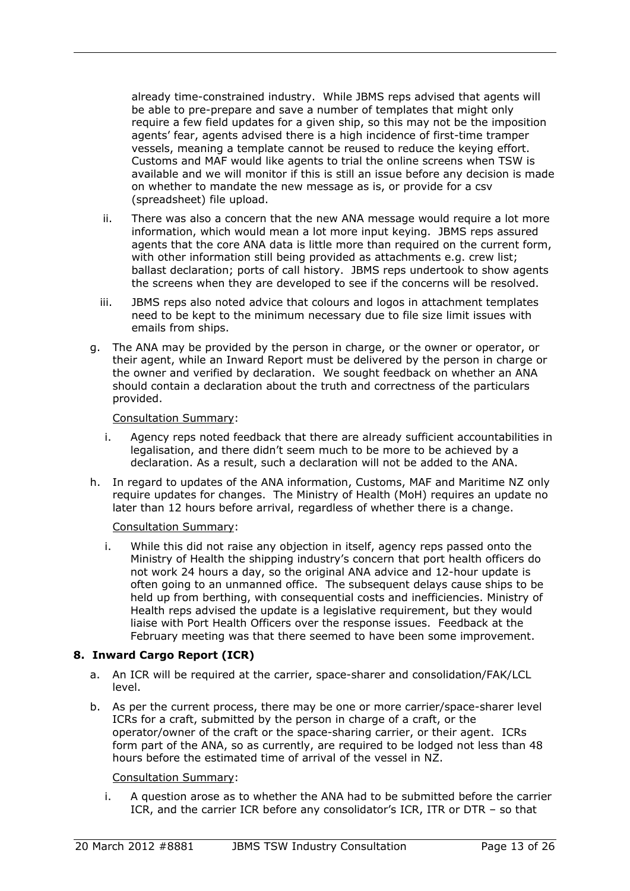already time-constrained industry. While JBMS reps advised that agents will be able to pre-prepare and save a number of templates that might only require a few field updates for a given ship, so this may not be the imposition agents' fear, agents advised there is a high incidence of first-time tramper vessels, meaning a template cannot be reused to reduce the keying effort. Customs and MAF would like agents to trial the online screens when TSW is available and we will monitor if this is still an issue before any decision is made on whether to mandate the new message as is, or provide for a csv (spreadsheet) file upload.

ii. There was also a concern that the new ANA message would require a lot more information, which would mean a lot more input keying. JBMS reps assured agents that the core ANA data is little more than required on the current form, with other information still being provided as attachments e.g. crew list; ballast declaration; ports of call history. JBMS reps undertook to show agents the screens when they are developed to see if the concerns will be resolved.

iii. JBMS reps also noted advice that colours and logos in attachment templates need to be kept to the minimum necessary due to file size limit issues with emails from ships.

g. The ANA may be provided by the person in charge, or the owner or operator, or their agent, while an Inward Report must be delivered by the person in charge or the owner and verified by declaration. We sought feedback on whether an ANA should contain a declaration about the truth and correctness of the particulars provided.

Consultation Summary:

i. Agency reps noted feedback that there are already sufficient accountabilities in legalisation, and there didn't seem much to be more to be achieved by a declaration. As a result, such a declaration will not be added to the ANA.

h. In regard to updates of the ANA information, Customs, MAF and Maritime NZ only require updates for changes. The Ministry of Health (MoH) requires an update no later than 12 hours before arrival, regardless of whether there is a change.

Consultation Summary:

i. While this did not raise any objection in itself, agency reps passed onto the Ministry of Health the shipping industry's concern that port health officers do not work 24 hours a day, so the original ANA advice and 12-hour update is often going to an unmanned office. The subsequent delays cause ships to be held up from berthing, with consequential costs and inefficiencies. Ministry of Health reps advised the update is a legislative requirement, but they would liaise with Port Health Officers over the response issues. Feedback at the February meeting was that there seemed to have been some improvement.

## 8. Inward Cargo Report (ICR)

a. An ICR will be required at the carrier, space-sharer and consolidation/FAK/LCL level.

b. As per the current process, there may be one or more carrier/space-sharer level ICRs for a craft, submitted by the person in charge of a craft, or the operator/owner of the craft or the space-sharing carrier, or their agent. ICRs form part of the ANA, so as currently, are required to be lodged not less than 48 hours before the estimated time of arrival of the vessel in NZ.

Consultation Summary:

i. A question arose as to whether the ANA had to be submitted before the carrier ICR, and the carrier ICR before any consolidator's ICR, ITR or DTR – so that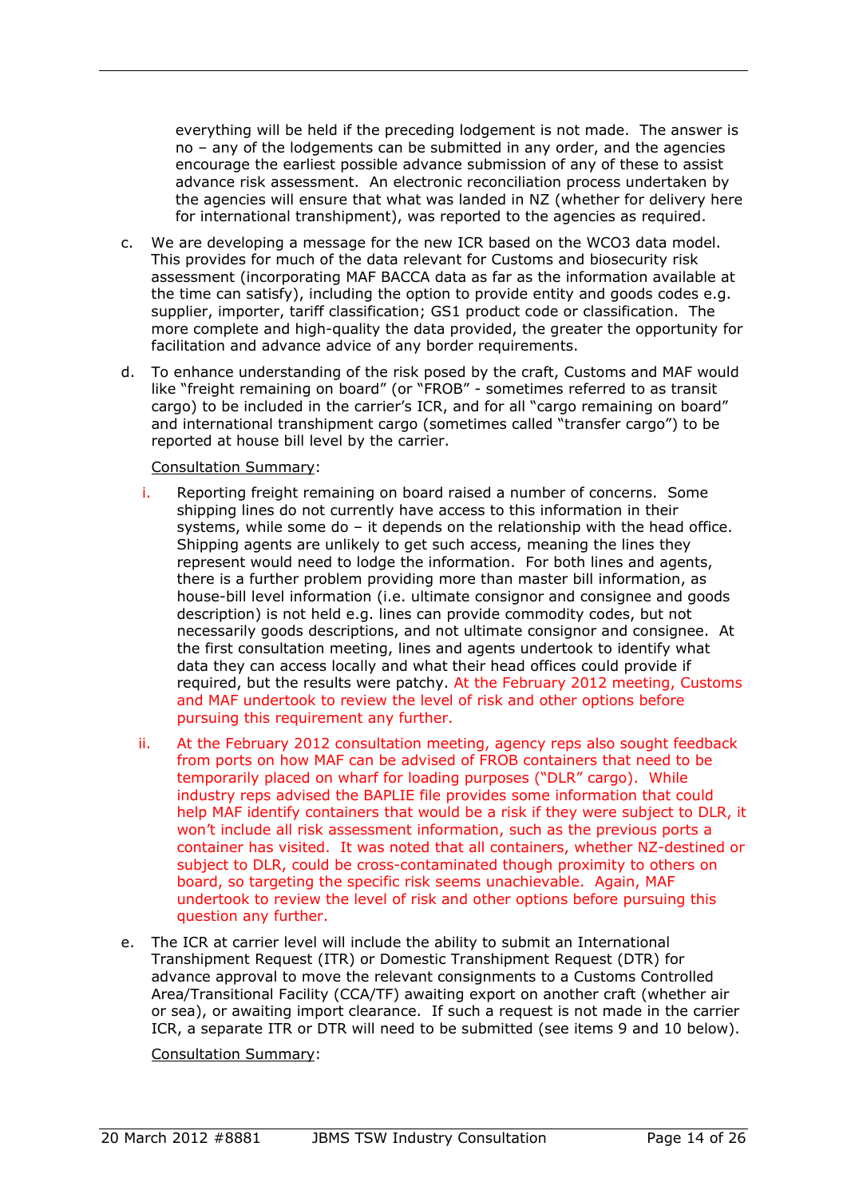everything will be held if the preceding lodgement is not made. The answer is no – any of the lodgements can be submitted in any order, and the agencies encourage the earliest possible advance submission of any of these to assist advance risk assessment. An electronic reconciliation process undertaken by the agencies will ensure that what was landed in NZ (whether for delivery here for international transhipment), was reported to the agencies as required.

c. We are developing a message for the new ICR based on the WCO3 data model. This provides for much of the data relevant for Customs and biosecurity risk assessment (incorporating MAF BACCA data as far as the information available at the time can satisfy), including the option to provide entity and goods codes e.g. supplier, importer, tariff classification; GS1 product code or classification. The more complete and high-quality the data provided, the greater the opportunity for facilitation and advance advice of any border requirements.

d. To enhance understanding of the risk posed by the craft, Customs and MAF would like "freight remaining on board" (or "FROB" - sometimes referred to as transit cargo) to be included in the carrier's ICR, and for all "cargo remaining on board" and international transhipment cargo (sometimes called "transfer cargo") to be reported at house bill level by the carrier.

   Consultation Summary:

   i. Reporting freight remaining on board raised a number of concerns. Some shipping lines do not currently have access to this information in their systems, while some do – it depends on the relationship with the head office. Shipping agents are unlikely to get such access, meaning the lines they represent would need to lodge the information. For both lines and agents, there is a further problem providing more than master bill information, as house-bill level information (i.e. ultimate consignor and consignee and goods description) is not held e.g. lines can provide commodity codes, but not necessarily goods descriptions, and not ultimate consignor and consignee. At the first consultation meeting, lines and agents undertook to identify what data they can access locally and what their head offices could provide if required, but the results were patchy. At the February 2012 meeting, Customs and MAF undertook to review the level of risk and other options before pursuing this requirement any further.

   ii. At the February 2012 consultation meeting, agency reps also sought feedback from ports on how MAF can be advised of FROB containers that need to be temporarily placed on wharf for loading purposes ("DLR" cargo). While industry reps advised the BAPLIE file provides some information that could help MAF identify containers that would be a risk if they were subject to DLR, it won't include all risk assessment information, such as the previous ports a container has visited. It was noted that all containers, whether NZ-destined or subject to DLR, could be cross-contaminated though proximity to others on board, so targeting the specific risk seems unachievable. Again, MAF undertook to review the level of risk and other options before pursuing this question any further.

e. The ICR at carrier level will include the ability to submit an International Transhipment Request (ITR) or Domestic Transhipment Request (DTR) for advance approval to move the relevant consignments to a Customs Controlled Area/Transitional Facility (CCA/TF) awaiting export on another craft (whether air or sea), or awaiting import clearance. If such a request is not made in the carrier ICR, a separate ITR or DTR will need to be submitted (see items 9 and 10 below).

   Consultation Summary: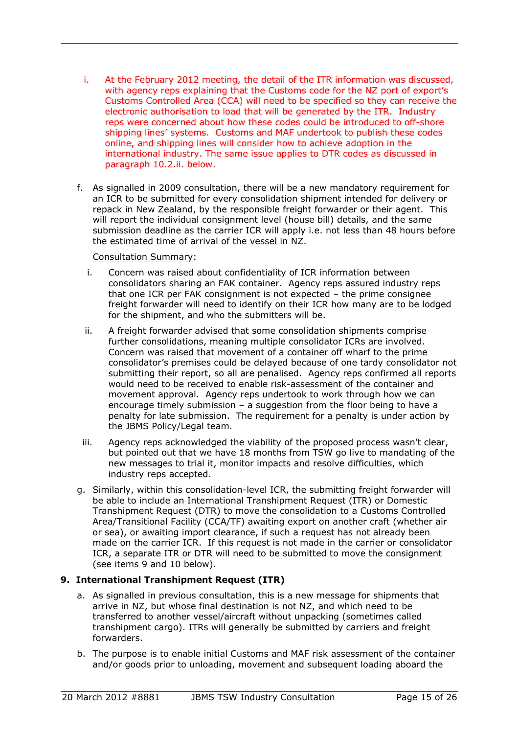i. At the February 2012 meeting, the detail of the ITR information was discussed, with agency reps explaining that the Customs code for the NZ port of export's Customs Controlled Area (CCA) will need to be specified so they can receive the electronic authorisation to load that will be generated by the ITR. Industry reps were concerned about how these codes could be introduced to off-shore shipping lines' systems. Customs and MAF undertook to publish these codes online, and shipping lines will consider how to achieve adoption in the international industry. The same issue applies to DTR codes as discussed in paragraph 10.2.ii. below.

f. As signalled in 2009 consultation, there will be a new mandatory requirement for an ICR to be submitted for every consolidation shipment intended for delivery or repack in New Zealand, by the responsible freight forwarder or their agent. This will report the individual consignment level (house bill) details, and the same submission deadline as the carrier ICR will apply i.e. not less than 48 hours before the estimated time of arrival of the vessel in NZ.

   Consultation Summary:

   i. Concern was raised about confidentiality of ICR information between consolidators sharing an FAK container. Agency reps assured industry reps that one ICR per FAK consignment is not expected – the prime consignee freight forwarder will need to identify on their ICR how many are to be lodged for the shipment, and who the submitters will be.

   ii. A freight forwarder advised that some consolidation shipments comprise further consolidations, meaning multiple consolidator ICRs are involved. Concern was raised that movement of a container off wharf to the prime consolidator's premises could be delayed because of one tardy consolidator not submitting their report, so all are penalised. Agency reps confirmed all reports would need to be received to enable risk-assessment of the container and movement approval. Agency reps undertook to work through how we can encourage timely submission – a suggestion from the floor being to have a penalty for late submission. The requirement for a penalty is under action by the JBMS Policy/Legal team.

   iii. Agency reps acknowledged the viability of the proposed process wasn't clear, but pointed out that we have 18 months from TSW go live to mandating of the new messages to trial it, monitor impacts and resolve difficulties, which industry reps accepted.

g. Similarly, within this consolidation-level ICR, the submitting freight forwarder will be able to include an International Transhipment Request (ITR) or Domestic Transhipment Request (DTR) to move the consolidation to a Customs Controlled Area/Transitional Facility (CCA/TF) awaiting export on another craft (whether air or sea), or awaiting import clearance, if such a request has not already been made on the carrier ICR. If this request is not made in the carrier or consolidator ICR, a separate ITR or DTR will need to be submitted to move the consignment (see items 9 and 10 below).

## 9. International Transhipment Request (ITR)

a. As signalled in previous consultation, this is a new message for shipments that arrive in NZ, but whose final destination is not NZ, and which need to be transferred to another vessel/aircraft without unpacking (sometimes called transhipment cargo). ITRs will generally be submitted by carriers and freight forwarders.

b. The purpose is to enable initial Customs and MAF risk assessment of the container and/or goods prior to unloading, movement and subsequent loading aboard the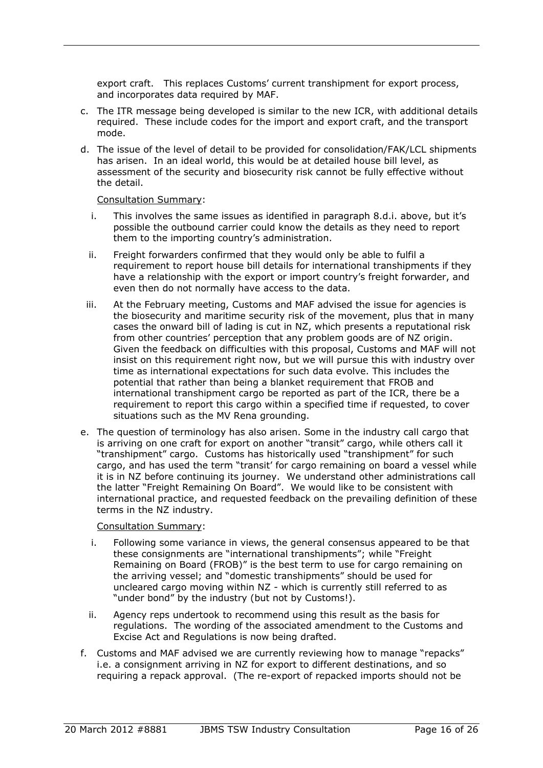export craft. This replaces Customs' current transhipment for export process, and incorporates data required by MAF.

c. The ITR message being developed is similar to the new ICR, with additional details required. These include codes for the import and export craft, and the transport mode.

d. The issue of the level of detail to be provided for consolidation/FAK/LCL shipments has arisen. In an ideal world, this would be at detailed house bill level, as assessment of the security and biosecurity risk cannot be fully effective without the detail.

   Consultation Summary:

   i. This involves the same issues as identified in paragraph 8.d.i. above, but it's possible the outbound carrier could know the details as they need to report them to the importing country's administration.

   ii. Freight forwarders confirmed that they would only be able to fulfil a requirement to report house bill details for international transhipments if they have a relationship with the export or import country's freight forwarder, and even then do not normally have access to the data.

   iii. At the February meeting, Customs and MAF advised the issue for agencies is the biosecurity and maritime security risk of the movement, plus that in many cases the onward bill of lading is cut in NZ, which presents a reputational risk from other countries' perception that any problem goods are of NZ origin. Given the feedback on difficulties with this proposal, Customs and MAF will not insist on this requirement right now, but we will pursue this with industry over time as international expectations for such data evolve. This includes the potential that rather than being a blanket requirement that FROB and international transhipment cargo be reported as part of the ICR, there be a requirement to report this cargo within a specified time if requested, to cover situations such as the MV Rena grounding.

e. The question of terminology has also arisen. Some in the industry call cargo that is arriving on one craft for export on another "transit" cargo, while others call it "transhipment" cargo. Customs has historically used "transhipment" for such cargo, and has used the term "transit' for cargo remaining on board a vessel while it is in NZ before continuing its journey. We understand other administrations call the latter "Freight Remaining On Board". We would like to be consistent with international practice, and requested feedback on the prevailing definition of these terms in the NZ industry.

   Consultation Summary:

   i. Following some variance in views, the general consensus appeared to be that these consignments are "international transhipments"; while "Freight Remaining on Board (FROB)" is the best term to use for cargo remaining on the arriving vessel; and "domestic transhipments" should be used for uncleared cargo moving within NZ - which is currently still referred to as "under bond" by the industry (but not by Customs!).

   ii. Agency reps undertook to recommend using this result as the basis for regulations. The wording of the associated amendment to the Customs and Excise Act and Regulations is now being drafted.

f. Customs and MAF advised we are currently reviewing how to manage "repacks" i.e. a consignment arriving in NZ for export to different destinations, and so requiring a repack approval. (The re-export of repacked imports should not be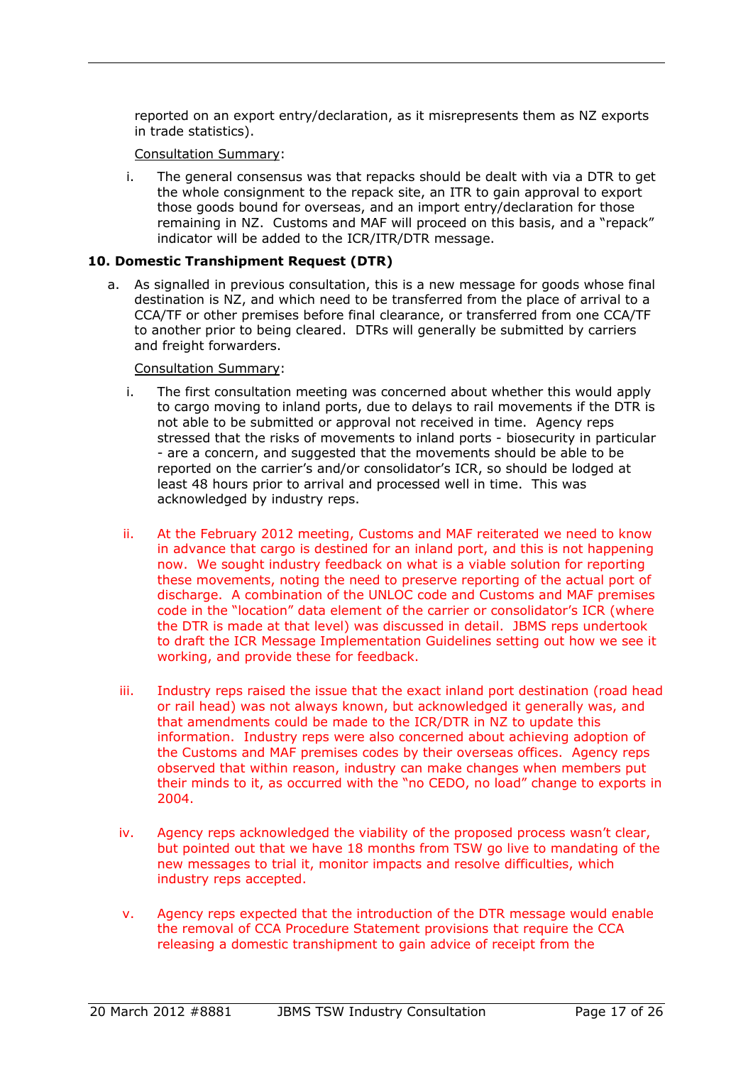reported on an export entry/declaration, as it misrepresents them as NZ exports in trade statistics).

Consultation Summary:

i. The general consensus was that repacks should be dealt with via a DTR to get the whole consignment to the repack site, an ITR to gain approval to export those goods bound for overseas, and an import entry/declaration for those remaining in NZ. Customs and MAF will proceed on this basis, and a "repack" indicator will be added to the ICR/ITR/DTR message.

**10. Domestic Transhipment Request (DTR)**

a. As signalled in previous consultation, this is a new message for goods whose final destination is NZ, and which need to be transferred from the place of arrival to a CCA/TF or other premises before final clearance, or transferred from one CCA/TF to another prior to being cleared. DTRs will generally be submitted by carriers and freight forwarders.

Consultation Summary:

i. The first consultation meeting was concerned about whether this would apply to cargo moving to inland ports, due to delays to rail movements if the DTR is not able to be submitted or approval not received in time. Agency reps stressed that the risks of movements to inland ports - biosecurity in particular - are a concern, and suggested that the movements should be able to be reported on the carrier's and/or consolidator's ICR, so should be lodged at least 48 hours prior to arrival and processed well in time. This was acknowledged by industry reps.

ii. At the February 2012 meeting, Customs and MAF reiterated we need to know in advance that cargo is destined for an inland port, and this is not happening now. We sought industry feedback on what is a viable solution for reporting these movements, noting the need to preserve reporting of the actual port of discharge. A combination of the UNLOC code and Customs and MAF premises code in the "location" data element of the carrier or consolidator's ICR (where the DTR is made at that level) was discussed in detail. JBMS reps undertook to draft the ICR Message Implementation Guidelines setting out how we see it working, and provide these for feedback.

iii. Industry reps raised the issue that the exact inland port destination (road head or rail head) was not always known, but acknowledged it generally was, and that amendments could be made to the ICR/DTR in NZ to update this information. Industry reps were also concerned about achieving adoption of the Customs and MAF premises codes by their overseas offices. Agency reps observed that within reason, industry can make changes when members put their minds to it, as occurred with the "no CEDO, no load" change to exports in 2004.

iv. Agency reps acknowledged the viability of the proposed process wasn't clear, but pointed out that we have 18 months from TSW go live to mandating of the new messages to trial it, monitor impacts and resolve difficulties, which industry reps accepted.

v. Agency reps expected that the introduction of the DTR message would enable the removal of CCA Procedure Statement provisions that require the CCA releasing a domestic transhipment to gain advice of receipt from the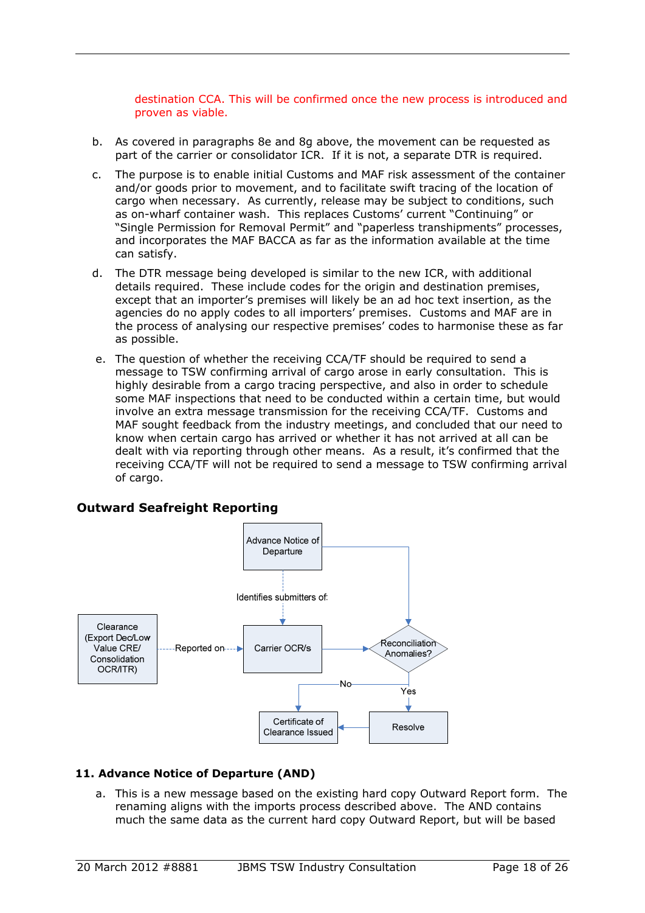destination CCA. This will be confirmed once the new process is introduced and proven as viable.

b. As covered in paragraphs 8e and 8g above, the movement can be requested as part of the carrier or consolidator ICR. If it is not, a separate DTR is required.

c. The purpose is to enable initial Customs and MAF risk assessment of the container and/or goods prior to movement, and to facilitate swift tracing of the location of cargo when necessary. As currently, release may be subject to conditions, such as on-wharf container wash. This replaces Customs' current "Continuing" or "Single Permission for Removal Permit" and "paperless transhipments" processes, and incorporates the MAF BACCA as far as the information available at the time can satisfy.

d. The DTR message being developed is similar to the new ICR, with additional details required. These include codes for the origin and destination premises, except that an importer's premises will likely be an ad hoc text insertion, as the agencies do no apply codes to all importers' premises. Customs and MAF are in the process of analysing our respective premises' codes to harmonise these as far as possible.

e. The question of whether the receiving CCA/TF should be required to send a message to TSW confirming arrival of cargo arose in early consultation. This is highly desirable from a cargo tracing perspective, and also in order to schedule some MAF inspections that need to be conducted within a certain time, but would involve an extra message transmission for the receiving CCA/TF. Customs and MAF sought feedback from the industry meetings, and concluded that our need to know when certain cargo has arrived or whether it has not arrived at all can be dealt with via reporting through other means. As a result, it's confirmed that the receiving CCA/TF will not be required to send a message to TSW confirming arrival of cargo.

## Outward Seafreight Reporting

Advance Notice of Departure

Identifies submitters of:

Clearance (Export Dec/Low Value CRE/ Consolidation OCR/ITR)

Reported on

Carrier OCR/s

Reconciliation Anomalies?

No

Yes

Certificate of Clearance Issued

Resolve

### 11. Advance Notice of Departure (AND)

a. This is a new message based on the existing hard copy Outward Report form. The renaming aligns with the imports process described above. The AND contains much the same data as the current hard copy Outward Report, but will be based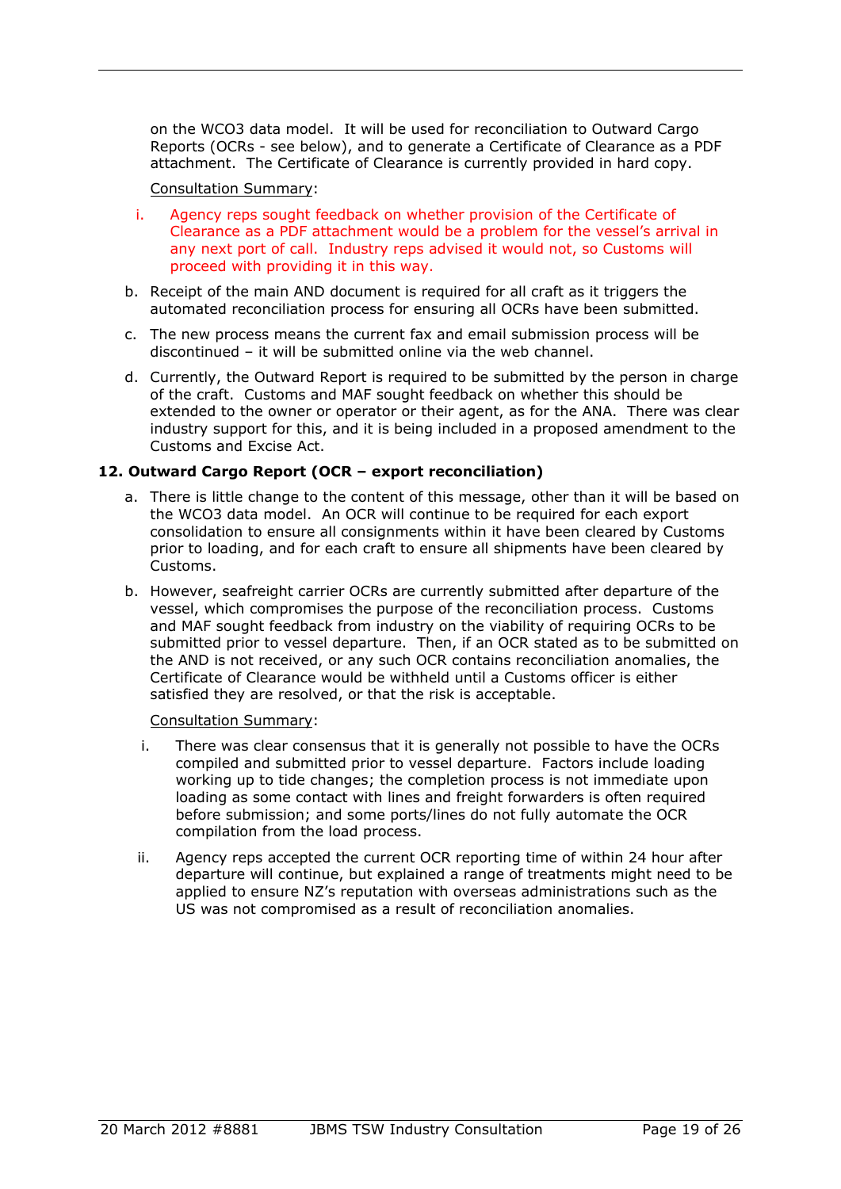on the WCO3 data model. It will be used for reconciliation to Outward Cargo Reports (OCRs - see below), and to generate a Certificate of Clearance as a PDF attachment. The Certificate of Clearance is currently provided in hard copy.

Consultation Summary:

i. Agency reps sought feedback on whether provision of the Certificate of Clearance as a PDF attachment would be a problem for the vessel's arrival in any next port of call. Industry reps advised it would not, so Customs will proceed with providing it in this way.

b. Receipt of the main AND document is required for all craft as it triggers the automated reconciliation process for ensuring all OCRs have been submitted.

c. The new process means the current fax and email submission process will be discontinued – it will be submitted online via the web channel.

d. Currently, the Outward Report is required to be submitted by the person in charge of the craft. Customs and MAF sought feedback on whether this should be extended to the owner or operator or their agent, as for the ANA. There was clear industry support for this, and it is being included in a proposed amendment to the Customs and Excise Act.

**12. Outward Cargo Report (OCR – export reconciliation)**

a. There is little change to the content of this message, other than it will be based on the WCO3 data model. An OCR will continue to be required for each export consolidation to ensure all consignments within it have been cleared by Customs prior to loading, and for each craft to ensure all shipments have been cleared by Customs.

b. However, seafreight carrier OCRs are currently submitted after departure of the vessel, which compromises the purpose of the reconciliation process. Customs and MAF sought feedback from industry on the viability of requiring OCRs to be submitted prior to vessel departure. Then, if an OCR stated as to be submitted on the AND is not received, or any such OCR contains reconciliation anomalies, the Certificate of Clearance would be withheld until a Customs officer is either satisfied they are resolved, or that the risk is acceptable.

Consultation Summary:

i. There was clear consensus that it is generally not possible to have the OCRs compiled and submitted prior to vessel departure. Factors include loading working up to tide changes; the completion process is not immediate upon loading as some contact with lines and freight forwarders is often required before submission; and some ports/lines do not fully automate the OCR compilation from the load process.

ii. Agency reps accepted the current OCR reporting time of within 24 hour after departure will continue, but explained a range of treatments might need to be applied to ensure NZ's reputation with overseas administrations such as the US was not compromised as a result of reconciliation anomalies.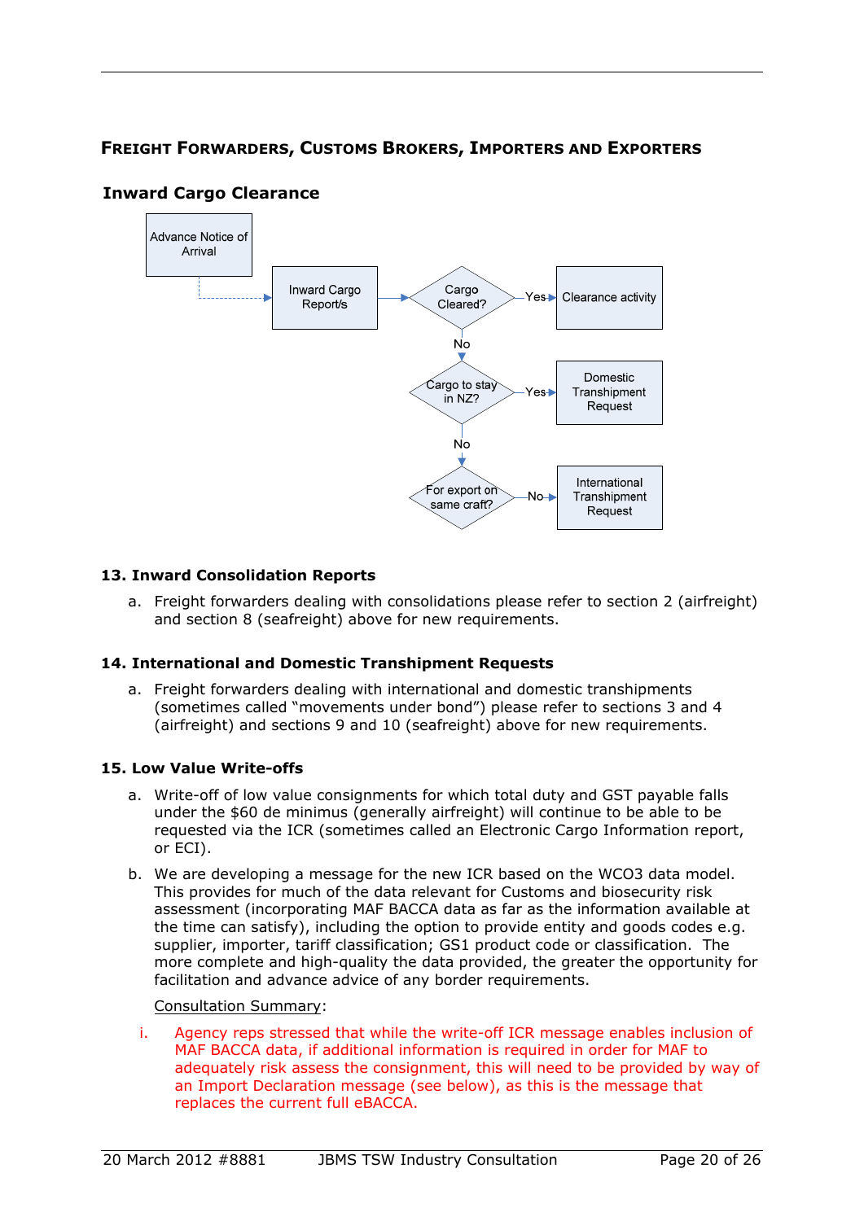## FREIGHT FORWARDERS, CUSTOMS BROKERS, IMPORTERS AND EXPORTERS

### Inward Cargo Clearance

Advance Notice of Arrival

Inward Cargo Report/s

Cargo Cleared? — Yes → Clearance activity

No

Cargo to stay in NZ? — Yes → Domestic Transhipment Request

No

For export on same craft? — No → International Transhipment Request

### 13. Inward Consolidation Reports

a. Freight forwarders dealing with consolidations please refer to section 2 (airfreight) and section 8 (seafreight) above for new requirements.

### 14. International and Domestic Transhipment Requests

a. Freight forwarders dealing with international and domestic transhipments (sometimes called "movements under bond") please refer to sections 3 and 4 (airfreight) and sections 9 and 10 (seafreight) above for new requirements.

### 15. Low Value Write-offs

a. Write-off of low value consignments for which total duty and GST payable falls under the $60 de minimus (generally airfreight) will continue to be able to be requested via the ICR (sometimes called an Electronic Cargo Information report, or ECI).

b. We are developing a message for the new ICR based on the WCO3 data model. This provides for much of the data relevant for Customs and biosecurity risk assessment (incorporating MAF BACCA data as far as the information available at the time can satisfy), including the option to provide entity and goods codes e.g. supplier, importer, tariff classification; GS1 product code or classification. The more complete and high-quality the data provided, the greater the opportunity for facilitation and advance advice of any border requirements.

Consultation Summary:

i. Agency reps stressed that while the write-off ICR message enables inclusion of MAF BACCA data, if additional information is required in order for MAF to adequately risk assess the consignment, this will need to be provided by way of an Import Declaration message (see below), as this is the message that replaces the current full eBACCA.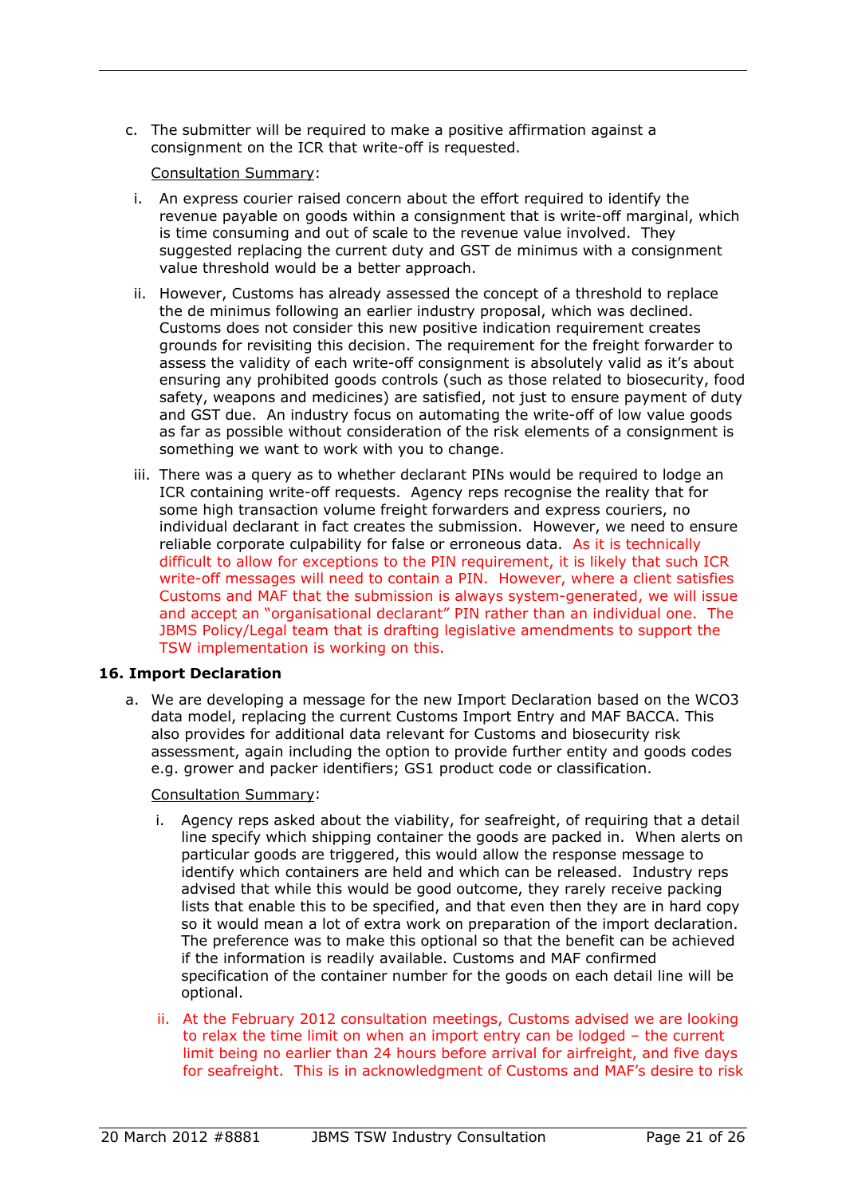c. The submitter will be required to make a positive affirmation against a consignment on the ICR that write-off is requested.

Consultation Summary:

i. An express courier raised concern about the effort required to identify the revenue payable on goods within a consignment that is write-off marginal, which is time consuming and out of scale to the revenue value involved. They suggested replacing the current duty and GST de minimus with a consignment value threshold would be a better approach.

ii. However, Customs has already assessed the concept of a threshold to replace the de minimus following an earlier industry proposal, which was declined. Customs does not consider this new positive indication requirement creates grounds for revisiting this decision. The requirement for the freight forwarder to assess the validity of each write-off consignment is absolutely valid as it's about ensuring any prohibited goods controls (such as those related to biosecurity, food safety, weapons and medicines) are satisfied, not just to ensure payment of duty and GST due. An industry focus on automating the write-off of low value goods as far as possible without consideration of the risk elements of a consignment is something we want to work with you to change.

iii. There was a query as to whether declarant PINs would be required to lodge an ICR containing write-off requests. Agency reps recognise the reality that for some high transaction volume freight forwarders and express couriers, no individual declarant in fact creates the submission. However, we need to ensure reliable corporate culpability for false or erroneous data. As it is technically difficult to allow for exceptions to the PIN requirement, it is likely that such ICR write-off messages will need to contain a PIN. However, where a client satisfies Customs and MAF that the submission is always system-generated, we will issue and accept an "organisational declarant" PIN rather than an individual one. The JBMS Policy/Legal team that is drafting legislative amendments to support the TSW implementation is working on this.

**16. Import Declaration**

a. We are developing a message for the new Import Declaration based on the WCO3 data model, replacing the current Customs Import Entry and MAF BACCA. This also provides for additional data relevant for Customs and biosecurity risk assessment, again including the option to provide further entity and goods codes e.g. grower and packer identifiers; GS1 product code or classification.

Consultation Summary:

i. Agency reps asked about the viability, for seafreight, of requiring that a detail line specify which shipping container the goods are packed in. When alerts on particular goods are triggered, this would allow the response message to identify which containers are held and which can be released. Industry reps advised that while this would be good outcome, they rarely receive packing lists that enable this to be specified, and that even then they are in hard copy so it would mean a lot of extra work on preparation of the import declaration. The preference was to make this optional so that the benefit can be achieved if the information is readily available. Customs and MAF confirmed specification of the container number for the goods on each detail line will be optional.

ii. At the February 2012 consultation meetings, Customs advised we are looking to relax the time limit on when an import entry can be lodged – the current limit being no earlier than 24 hours before arrival for airfreight, and five days for seafreight. This is in acknowledgment of Customs and MAF's desire to risk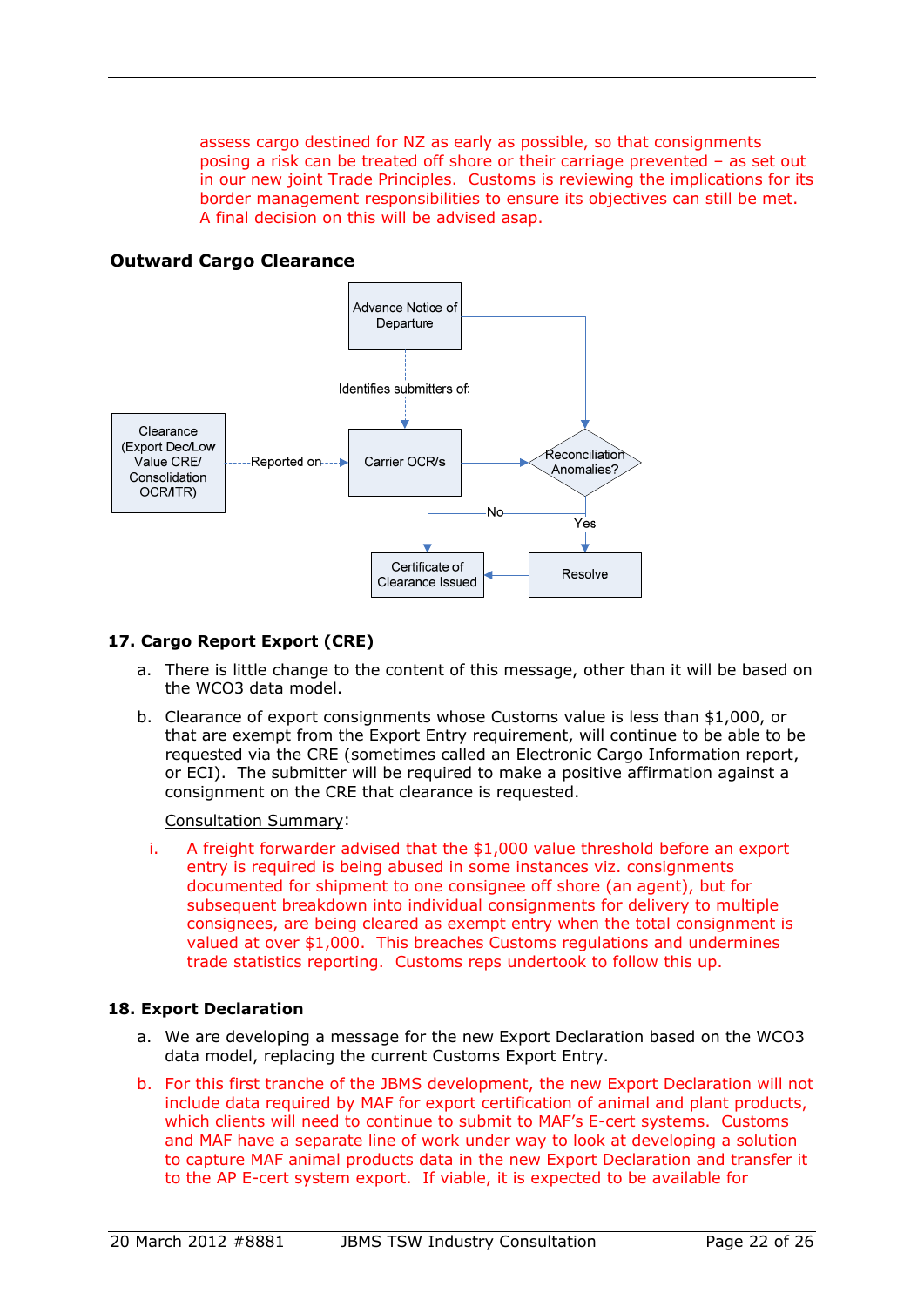assess cargo destined for NZ as early as possible, so that consignments posing a risk can be treated off shore or their carriage prevented – as set out in our new joint Trade Principles. Customs is reviewing the implications for its border management responsibilities to ensure its objectives can still be met. A final decision on this will be advised asap.

### Outward Cargo Clearance

Advance Notice of Departure

Identifies submitters of:

Clearance (Export Dec/Low Value CRE/ Consolidation OCR/ITR)

Reported on

Carrier OCR/s

Reconciliation Anomalies?

No

Yes

Certificate of Clearance Issued

Resolve

### 17. Cargo Report Export (CRE)

a. There is little change to the content of this message, other than it will be based on the WCO3 data model.

b. Clearance of export consignments whose Customs value is less than $1,000, or that are exempt from the Export Entry requirement, will continue to be able to be requested via the CRE (sometimes called an Electronic Cargo Information report, or ECI). The submitter will be required to make a positive affirmation against a consignment on the CRE that clearance is requested.

   Consultation Summary:

   i. A freight forwarder advised that the $1,000 value threshold before an export entry is required is being abused in some instances viz. consignments documented for shipment to one consignee off shore (an agent), but for subsequent breakdown into individual consignments for delivery to multiple consignees, are being cleared as exempt entry when the total consignment is valued at over $1,000. This breaches Customs regulations and undermines trade statistics reporting. Customs reps undertook to follow this up.

### 18. Export Declaration

a. We are developing a message for the new Export Declaration based on the WCO3 data model, replacing the current Customs Export Entry.

b. For this first tranche of the JBMS development, the new Export Declaration will not include data required by MAF for export certification of animal and plant products, which clients will need to continue to submit to MAF's E-cert systems. Customs and MAF have a separate line of work under way to look at developing a solution to capture MAF animal products data in the new Export Declaration and transfer it to the AP E-cert system export. If viable, it is expected to be available for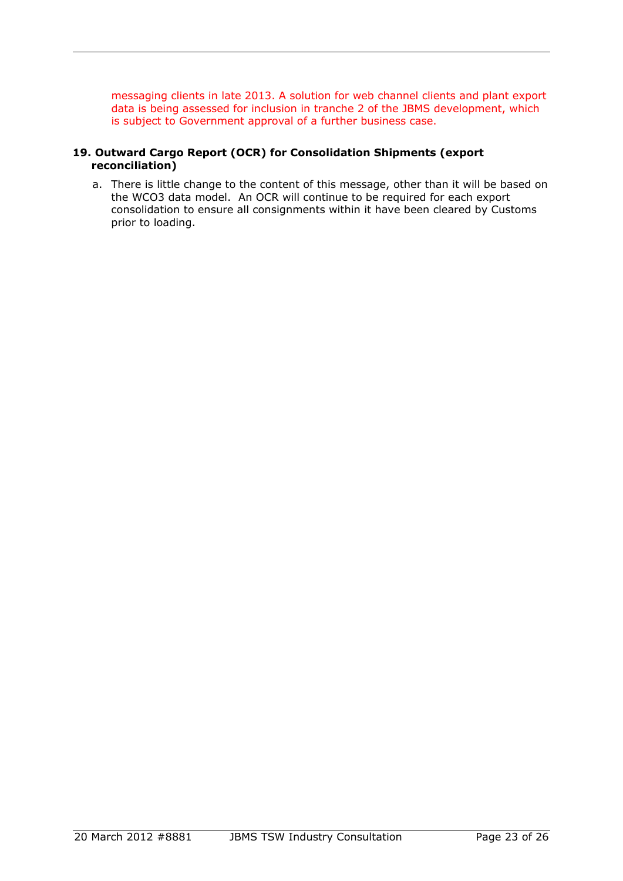messaging clients in late 2013. A solution for web channel clients and plant export data is being assessed for inclusion in tranche 2 of the JBMS development, which is subject to Government approval of a further business case.

**19. Outward Cargo Report (OCR) for Consolidation Shipments (export reconciliation)**

a. There is little change to the content of this message, other than it will be based on the WCO3 data model. An OCR will continue to be required for each export consolidation to ensure all consignments within it have been cleared by Customs prior to loading.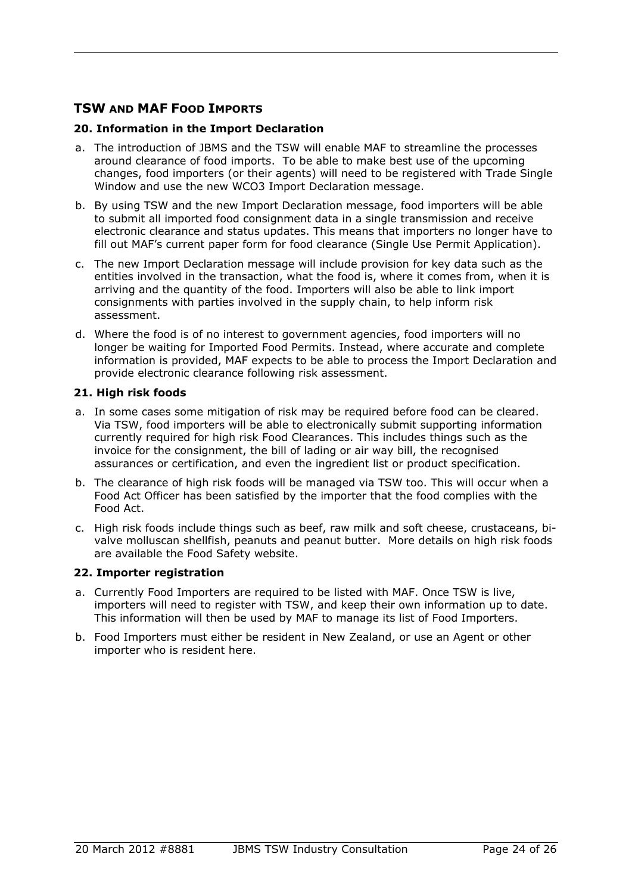## TSW AND MAF FOOD IMPORTS

### 20. Information in the Import Declaration

a. The introduction of JBMS and the TSW will enable MAF to streamline the processes around clearance of food imports. To be able to make best use of the upcoming changes, food importers (or their agents) will need to be registered with Trade Single Window and use the new WCO3 Import Declaration message.

b. By using TSW and the new Import Declaration message, food importers will be able to submit all imported food consignment data in a single transmission and receive electronic clearance and status updates. This means that importers no longer have to fill out MAF's current paper form for food clearance (Single Use Permit Application).

c. The new Import Declaration message will include provision for key data such as the entities involved in the transaction, what the food is, where it comes from, when it is arriving and the quantity of the food. Importers will also be able to link import consignments with parties involved in the supply chain, to help inform risk assessment.

d. Where the food is of no interest to government agencies, food importers will no longer be waiting for Imported Food Permits. Instead, where accurate and complete information is provided, MAF expects to be able to process the Import Declaration and provide electronic clearance following risk assessment.

### 21. High risk foods

a. In some cases some mitigation of risk may be required before food can be cleared. Via TSW, food importers will be able to electronically submit supporting information currently required for high risk Food Clearances. This includes things such as the invoice for the consignment, the bill of lading or air way bill, the recognised assurances or certification, and even the ingredient list or product specification.

b. The clearance of high risk foods will be managed via TSW too. This will occur when a Food Act Officer has been satisfied by the importer that the food complies with the Food Act.

c. High risk foods include things such as beef, raw milk and soft cheese, crustaceans, bi-valve molluscan shellfish, peanuts and peanut butter. More details on high risk foods are available the Food Safety website.

### 22. Importer registration

a. Currently Food Importers are required to be listed with MAF. Once TSW is live, importers will need to register with TSW, and keep their own information up to date. This information will then be used by MAF to manage its list of Food Importers.

b. Food Importers must either be resident in New Zealand, or use an Agent or other importer who is resident here.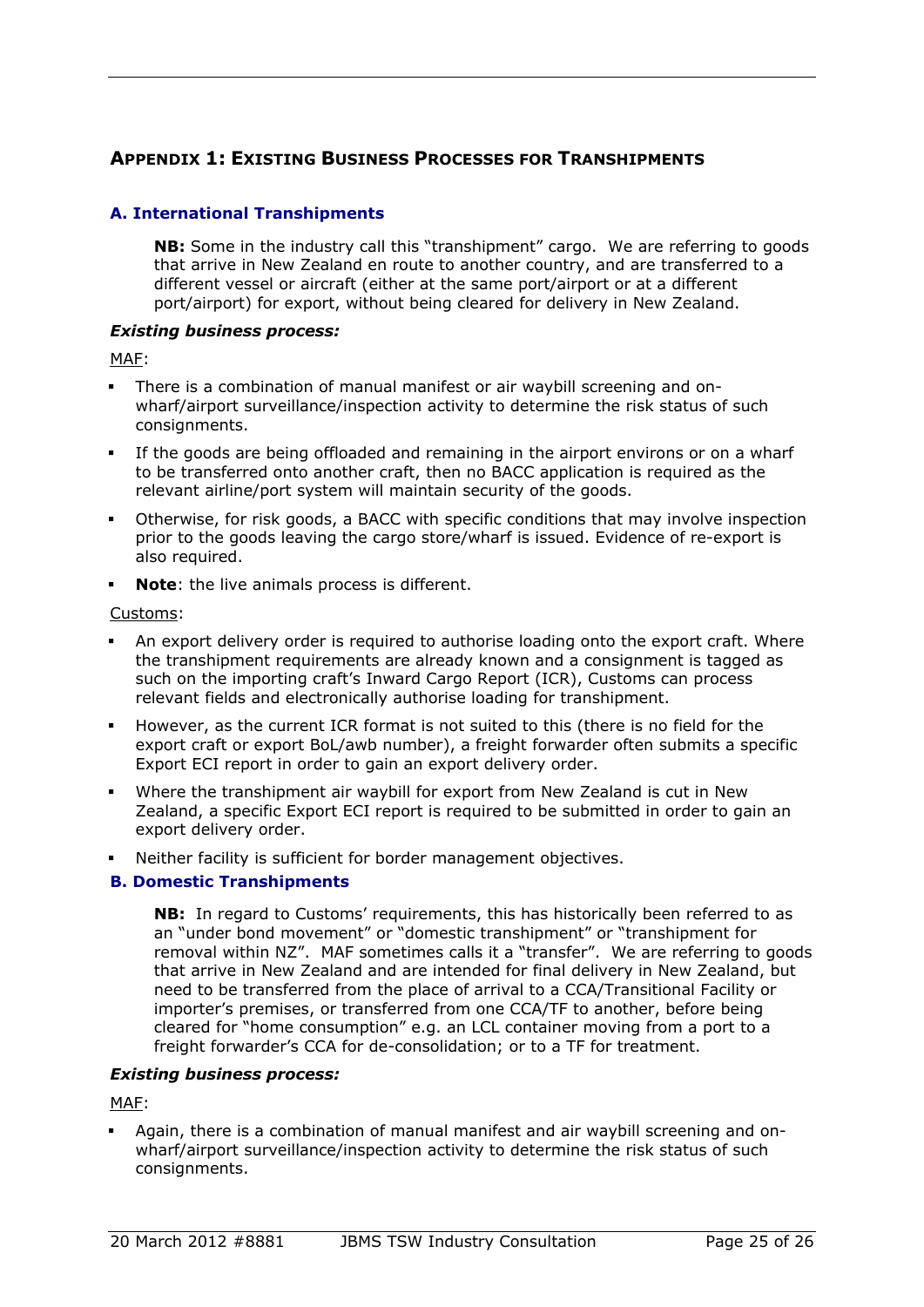## APPENDIX 1: EXISTING BUSINESS PROCESSES FOR TRANSHIPMENTS

### A. International Transhipments

> **NB:** Some in the industry call this "transhipment" cargo. We are referring to goods that arrive in New Zealand en route to another country, and are transferred to a different vessel or aircraft (either at the same port/airport or at a different port/airport) for export, without being cleared for delivery in New Zealand.

***Existing business process:***

MAF:

- There is a combination of manual manifest or air waybill screening and on-wharf/airport surveillance/inspection activity to determine the risk status of such consignments.
- If the goods are being offloaded and remaining in the airport environs or on a wharf to be transferred onto another craft, then no BACC application is required as the relevant airline/port system will maintain security of the goods.
- Otherwise, for risk goods, a BACC with specific conditions that may involve inspection prior to the goods leaving the cargo store/wharf is issued. Evidence of re-export is also required.
- **Note**: the live animals process is different.

Customs:

- An export delivery order is required to authorise loading onto the export craft. Where the transhipment requirements are already known and a consignment is tagged as such on the importing craft's Inward Cargo Report (ICR), Customs can process relevant fields and electronically authorise loading for transhipment.
- However, as the current ICR format is not suited to this (there is no field for the export craft or export BoL/awb number), a freight forwarder often submits a specific Export ECI report in order to gain an export delivery order.
- Where the transhipment air waybill for export from New Zealand is cut in New Zealand, a specific Export ECI report is required to be submitted in order to gain an export delivery order.
- Neither facility is sufficient for border management objectives.

### B. Domestic Transhipments

> **NB:** In regard to Customs' requirements, this has historically been referred to as an "under bond movement" or "domestic transhipment" or "transhipment for removal within NZ". MAF sometimes calls it a "transfer". We are referring to goods that arrive in New Zealand and are intended for final delivery in New Zealand, but need to be transferred from the place of arrival to a CCA/Transitional Facility or importer's premises, or transferred from one CCA/TF to another, before being cleared for "home consumption" e.g. an LCL container moving from a port to a freight forwarder's CCA for de-consolidation; or to a TF for treatment.

***Existing business process:***

MAF:

- Again, there is a combination of manual manifest and air waybill screening and on-wharf/airport surveillance/inspection activity to determine the risk status of such consignments.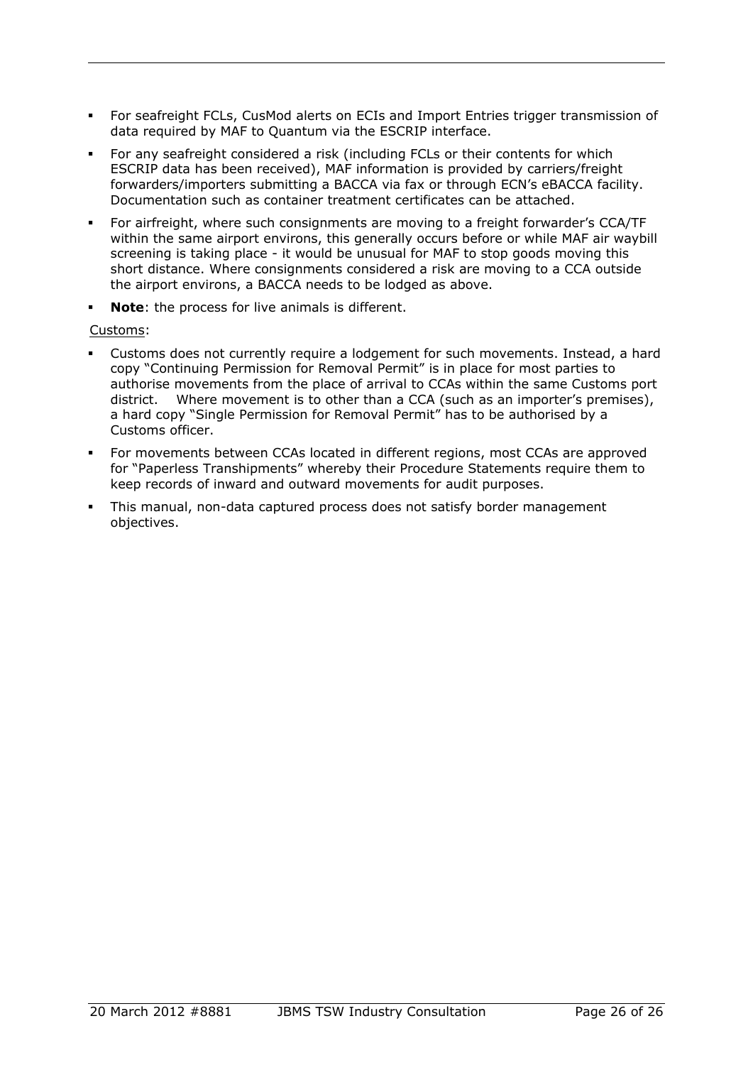- For seafreight FCLs, CusMod alerts on ECIs and Import Entries trigger transmission of data required by MAF to Quantum via the ESCRIP interface.
- For any seafreight considered a risk (including FCLs or their contents for which ESCRIP data has been received), MAF information is provided by carriers/freight forwarders/importers submitting a BACCA via fax or through ECN's eBACCA facility. Documentation such as container treatment certificates can be attached.
- For airfreight, where such consignments are moving to a freight forwarder's CCA/TF within the same airport environs, this generally occurs before or while MAF air waybill screening is taking place - it would be unusual for MAF to stop goods moving this short distance. Where consignments considered a risk are moving to a CCA outside the airport environs, a BACCA needs to be lodged as above.
- **Note**: the process for live animals is different.

Customs:

- Customs does not currently require a lodgement for such movements. Instead, a hard copy "Continuing Permission for Removal Permit" is in place for most parties to authorise movements from the place of arrival to CCAs within the same Customs port district. Where movement is to other than a CCA (such as an importer's premises), a hard copy "Single Permission for Removal Permit" has to be authorised by a Customs officer.
- For movements between CCAs located in different regions, most CCAs are approved for "Paperless Transhipments" whereby their Procedure Statements require them to keep records of inward and outward movements for audit purposes.
- This manual, non-data captured process does not satisfy border management objectives.